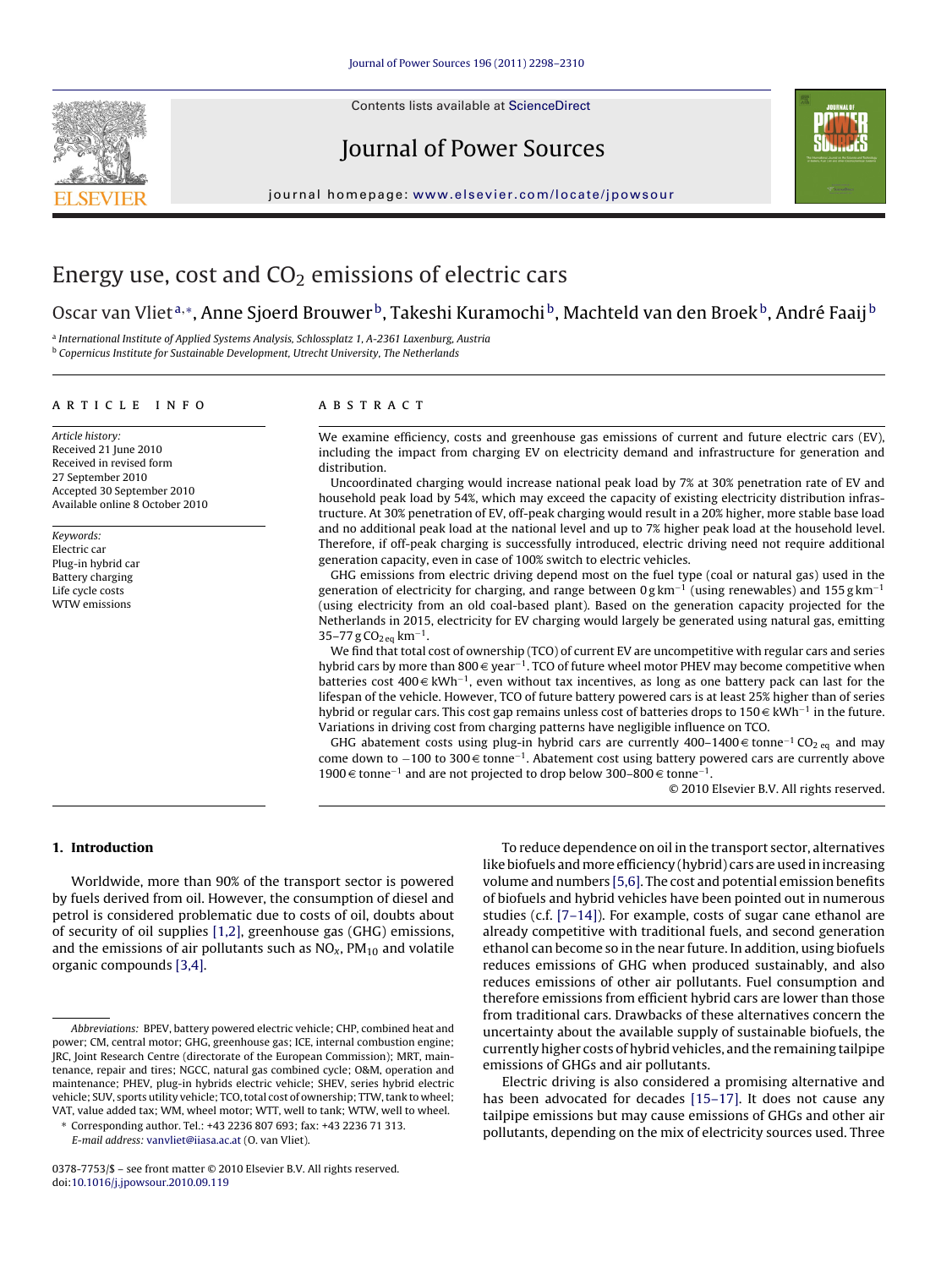# Energy use, cost and $CO_2$ emissions of electric cars

Oscar van Vliet[a,*], Anne Sjoerd Brouwer[b], Takeshi Kuramochi[b], Machteld van den Broek[b], André Faaij[b]

[a] International Institute of Applied Systems Analysis, Schlossplatz 1, A-2361 Laxenburg, Austria
[b] Copernicus Institute for Sustainable Development, Utrecht University, The Netherlands

## ARTICLE INFO

*Article history:*
Received 21 June 2010
Received in revised form
27 September 2010
Accepted 30 September 2010
Available online 8 October 2010

*Keywords:*
Electric car
Plug-in hybrid car
Battery charging
Life cycle costs
WTW emissions

## ABSTRACT

We examine efficiency, costs and greenhouse gas emissions of current and future electric cars (EV), including the impact from charging EV on electricity demand and infrastructure for generation and distribution.

Uncoordinated charging would increase national peak load by 7% at 30% penetration rate of EV and household peak load by 54%, which may exceed the capacity of existing electricity distribution infrastructure. At 30% penetration of EV, off-peak charging would result in a 20% higher, more stable base load and no additional peak load at the national level and up to 7% higher peak load at the household level. Therefore, if off-peak charging is successfully introduced, electric driving need not require additional generation capacity, even in case of 100% switch to electric vehicles.

GHG emissions from electric driving depend most on the fuel type (coal or natural gas) used in the generation of electricity for charging, and range between 0 g $km^{-1}$ (using renewables) and 155 g $km^{-1}$ (using electricity from an old coal-based plant). Based on the generation capacity projected for the Netherlands in 2015, electricity for EV charging would largely be generated using natural gas, emitting 35–77 g $CO_{2\,eq}$ $km^{-1}$.

We find that total cost of ownership (TCO) of current EV are uncompetitive with regular cars and series hybrid cars by more than 800 € $year^{-1}$. TCO of future wheel motor PHEV may become competitive when batteries cost 400 € $kWh^{-1}$, even without tax incentives, as long as one battery pack can last for the lifespan of the vehicle. However, TCO of future battery powered cars is at least 25% higher than of series hybrid or regular cars. This cost gap remains unless cost of batteries drops to 150 € $kWh^{-1}$ in the future. Variations in driving cost from charging patterns have negligible influence on TCO.

GHG abatement costs using plug-in hybrid cars are currently 400–1400 € $tonne^{-1}$ $CO_{2\,eq}$ and may come down to −100 to 300 € $tonne^{-1}$. Abatement cost using battery powered cars are currently above 1900 € $tonne^{-1}$ and are not projected to drop below 300–800 € $tonne^{-1}$.

© 2010 Elsevier B.V. All rights reserved.

## 1. Introduction

Worldwide, more than 90% of the transport sector is powered by fuels derived from oil. However, the consumption of diesel and petrol is considered problematic due to costs of oil, doubts about of security of oil supplies [1,2], greenhouse gas (GHG) emissions, and the emissions of air pollutants such as $NO_x$, $PM_{10}$ and volatile organic compounds [3,4].

To reduce dependence on oil in the transport sector, alternatives like biofuels and more efficiency (hybrid) cars are used in increasing volume and numbers [5,6]. The cost and potential emission benefits of biofuels and hybrid vehicles have been pointed out in numerous studies (c.f. [7–14]). For example, costs of sugar cane ethanol are already competitive with traditional fuels, and second generation ethanol can become so in the near future. In addition, using biofuels reduces emissions of GHG when produced sustainably, and also reduces emissions of other air pollutants. Fuel consumption and therefore emissions from efficient hybrid cars are lower than those from traditional cars. Drawbacks of these alternatives concern the uncertainty about the available supply of sustainable biofuels, the currently higher costs of hybrid vehicles, and the remaining tailpipe emissions of GHGs and air pollutants.

Electric driving is also considered a promising alternative and has been advocated for decades [15–17]. It does not cause any tailpipe emissions but may cause emissions of GHGs and other air pollutants, depending on the mix of electricity sources used. Three

---

*Abbreviations:* BPEV, battery powered electric vehicle; CHP, combined heat and power; CM, central motor; GHG, greenhouse gas; ICE, internal combustion engine; JRC, Joint Research Centre (directorate of the European Commission); MRT, maintenance, repair and tires; NGCC, natural gas combined cycle; O&M, operation and maintenance; PHEV, plug-in hybrids electric vehicle; SHEV, series hybrid electric vehicle; SUV, sports utility vehicle; TCO, total cost of ownership; TTW, tank to wheel; VAT, value added tax; WM, wheel motor; WTT, well to tank; WTW, well to wheel.

\* Corresponding author. Tel.: +43 2236 807 693; fax: +43 2236 71 313.
E-mail address: vanvliet@iiasa.ac.at (O. van Vliet).

0378-7753/$ – see front matter © 2010 Elsevier B.V. All rights reserved.
doi:10.1016/j.jpowsour.2010.09.119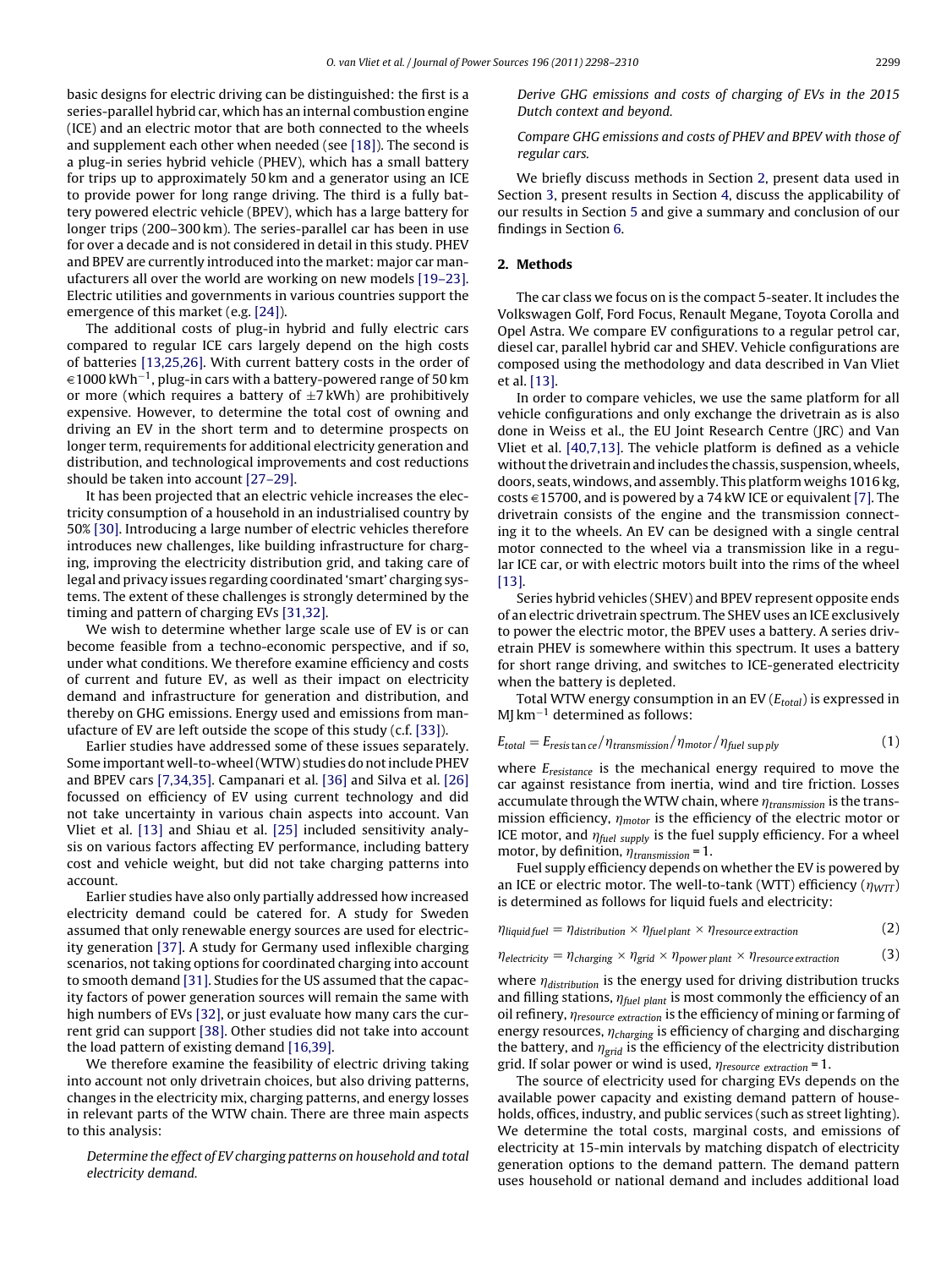basic designs for electric driving can be distinguished: the first is a series-parallel hybrid car, which has an internal combustion engine (ICE) and an electric motor that are both connected to the wheels and supplement each other when needed (see [18]). The second is a plug-in series hybrid vehicle (PHEV), which has a small battery for trips up to approximately 50 km and a generator using an ICE to provide power for long range driving. The third is a fully battery powered electric vehicle (BPEV), which has a large battery for longer trips (200–300 km). The series-parallel car has been in use for over a decade and is not considered in detail in this study. PHEV and BPEV are currently introduced into the market: major car manufacturers all over the world are working on new models [19–23]. Electric utilities and governments in various countries support the emergence of this market (e.g. [24]).

The additional costs of plug-in hybrid and fully electric cars compared to regular ICE cars largely depend on the high costs of batteries [13,25,26]. With current battery costs in the order of €1000 kWh$^{-1}$, plug-in cars with a battery-powered range of 50 km or more (which requires a battery of ±7 kWh) are prohibitively expensive. However, to determine the total cost of owning and driving an EV in the short term and to determine prospects on longer term, requirements for additional electricity generation and distribution, and technological improvements and cost reductions should be taken into account [27–29].

It has been projected that an electric vehicle increases the electricity consumption of a household in an industrialised country by 50% [30]. Introducing a large number of electric vehicles therefore introduces new challenges, like building infrastructure for charging, improving the electricity distribution grid, and taking care of legal and privacy issues regarding coordinated 'smart' charging systems. The extent of these challenges is strongly determined by the timing and pattern of charging EVs [31,32].

We wish to determine whether large scale use of EV is or can become feasible from a techno-economic perspective, and if so, under what conditions. We therefore examine efficiency and costs of current and future EV, as well as their impact on electricity demand and infrastructure for generation and distribution, and thereby on GHG emissions. Energy used and emissions from manufacture of EV are left outside the scope of this study (c.f. [33]).

Earlier studies have addressed some of these issues separately. Some important well-to-wheel (WTW) studies do not include PHEV and BPEV cars [7,34,35]. Campanari et al. [36] and Silva et al. [26] focussed on efficiency of EV using current technology and did not take uncertainty in various chain aspects into account. Van Vliet et al. [13] and Shiau et al. [25] included sensitivity analysis on various factors affecting EV performance, including battery cost and vehicle weight, but did not take charging patterns into account.

Earlier studies have also only partially addressed how increased electricity demand could be catered for. A study for Sweden assumed that only renewable energy sources are used for electricity generation [37]. A study for Germany used inflexible charging scenarios, not taking options for coordinated charging into account to smooth demand [31]. Studies for the US assumed that the capacity factors of power generation sources will remain the same with high numbers of EVs [32], or just evaluate how many cars the current grid can support [38]. Other studies did not take into account the load pattern of existing demand [16,39].

We therefore examine the feasibility of electric driving taking into account not only drivetrain choices, but also driving patterns, changes in the electricity mix, charging patterns, and energy losses in relevant parts of the WTW chain. There are three main aspects to this analysis:

*Determine the effect of EV charging patterns on household and total electricity demand.*

*Derive GHG emissions and costs of charging of EVs in the 2015 Dutch context and beyond.*

*Compare GHG emissions and costs of PHEV and BPEV with those of regular cars.*

We briefly discuss methods in Section 2, present data used in Section 3, present results in Section 4, discuss the applicability of our results in Section 5 and give a summary and conclusion of our findings in Section 6.

## 2. Methods

The car class we focus on is the compact 5-seater. It includes the Volkswagen Golf, Ford Focus, Renault Megane, Toyota Corolla and Opel Astra. We compare EV configurations to a regular petrol car, diesel car, parallel hybrid car and SHEV. Vehicle configurations are composed using the methodology and data described in Van Vliet et al. [13].

In order to compare vehicles, we use the same platform for all vehicle configurations and only exchange the drivetrain as is also done in Weiss et al., the EU Joint Research Centre (JRC) and Van Vliet et al. [40,7,13]. The vehicle platform is defined as a vehicle without the drivetrain and includes the chassis, suspension, wheels, doors, seats, windows, and assembly. This platform weighs 1016 kg, costs €15700, and is powered by a 74 kW ICE or equivalent [7]. The drivetrain consists of the engine and the transmission connecting it to the wheels. An EV can be designed with a single central motor connected to the wheel via a transmission like in a regular ICE car, or with electric motors built into the rims of the wheel [13].

Series hybrid vehicles (SHEV) and BPEV represent opposite ends of an electric drivetrain spectrum. The SHEV uses an ICE exclusively to power the electric motor, the BPEV uses a battery. A series drivetrain PHEV is somewhere within this spectrum. It uses a battery for short range driving, and switches to ICE-generated electricity when the battery is depleted.

Total WTW energy consumption in an EV ($E_{total}$) is expressed in MJ km$^{-1}$ determined as follows:

$$E_{total} = E_{resistance}/\eta_{transmission}/\eta_{motor}/\eta_{fuel\ supply} \quad (1)$$

where $E_{resistance}$ is the mechanical energy required to move the car against resistance from inertia, wind and tire friction. Losses accumulate through the WTW chain, where $\eta_{transmission}$ is the transmission efficiency, $\eta_{motor}$ is the efficiency of the electric motor or ICE motor, and $\eta_{fuel\ supply}$ is the fuel supply efficiency. For a wheel motor, by definition, $\eta_{transmission} = 1$.

Fuel supply efficiency depends on whether the EV is powered by an ICE or electric motor. The well-to-tank (WTT) efficiency ($\eta_{WTT}$) is determined as follows for liquid fuels and electricity:

$$\eta_{liquid\ fuel} = \eta_{distribution} \times \eta_{fuel\ plant} \times \eta_{resource\ extraction} \quad (2)$$

$$\eta_{electricity} = \eta_{charging} \times \eta_{grid} \times \eta_{power\ plant} \times \eta_{resource\ extraction} \quad (3)$$

where $\eta_{distribution}$ is the energy used for driving distribution trucks and filling stations, $\eta_{fuel\ plant}$ is most commonly the efficiency of an oil refinery, $\eta_{resource\ extraction}$ is the efficiency of mining or farming of energy resources, $\eta_{charging}$ is efficiency of charging and discharging the battery, and $\eta_{grid}$ is the efficiency of the electricity distribution grid. If solar power or wind is used, $\eta_{resource\ extraction} = 1$.

The source of electricity used for charging EVs depends on the available power capacity and existing demand pattern of households, offices, industry, and public services (such as street lighting). We determine the total costs, marginal costs, and emissions of electricity at 15-min intervals by matching dispatch of electricity generation options to the demand pattern. The demand pattern uses household or national demand and includes additional load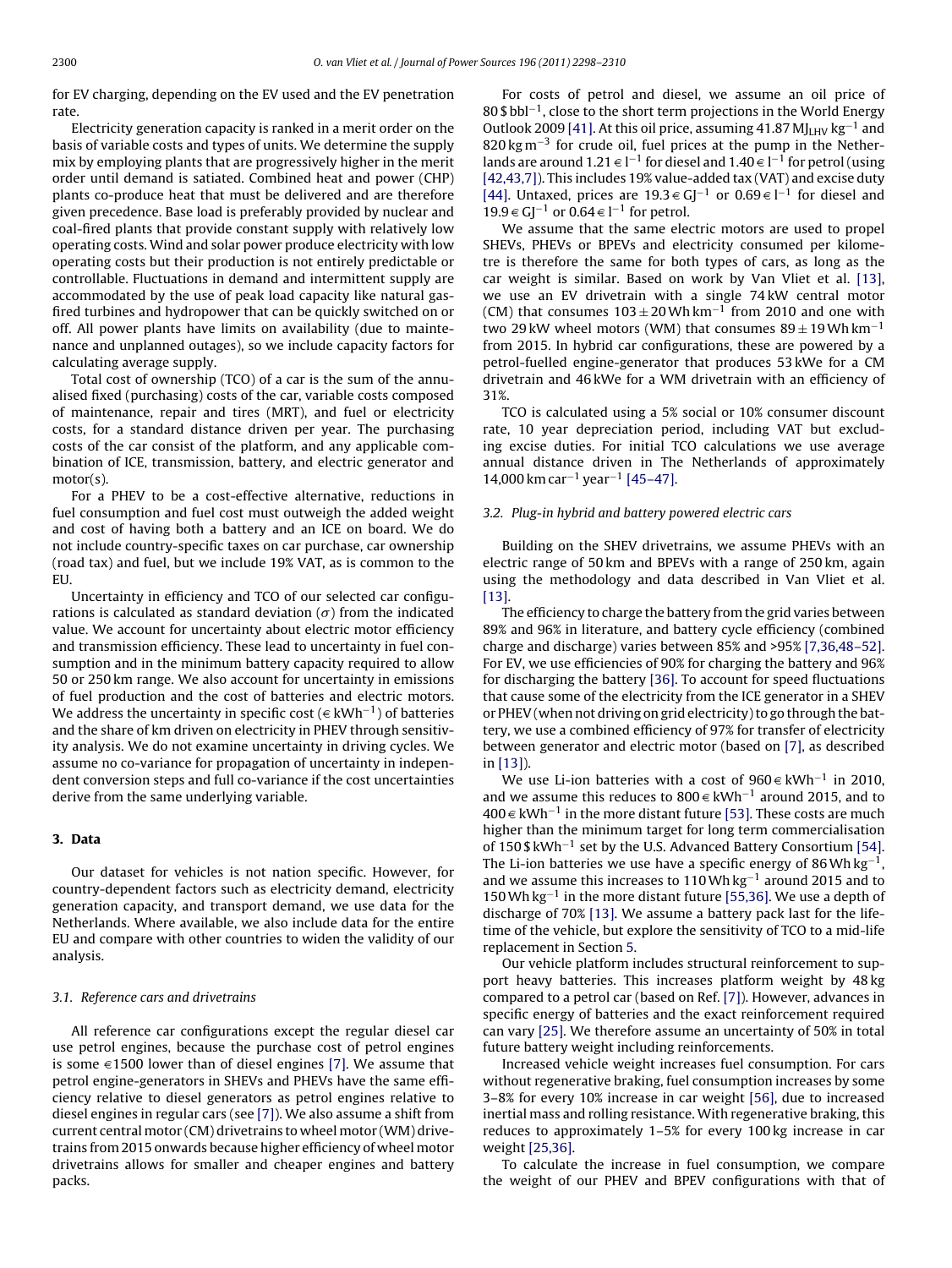for EV charging, depending on the EV used and the EV penetration rate.

Electricity generation capacity is ranked in a merit order on the basis of variable costs and types of units. We determine the supply mix by employing plants that are progressively higher in the merit order until demand is satiated. Combined heat and power (CHP) plants co-produce heat that must be delivered and are therefore given precedence. Base load is preferably provided by nuclear and coal-fired plants that provide constant supply with relatively low operating costs. Wind and solar power produce electricity with low operating costs but their production is not entirely predictable or controllable. Fluctuations in demand and intermittent supply are accommodated by the use of peak load capacity like natural gas-fired turbines and hydropower that can be quickly switched on or off. All power plants have limits on availability (due to maintenance and unplanned outages), so we include capacity factors for calculating average supply.

Total cost of ownership (TCO) of a car is the sum of the annualised fixed (purchasing) costs of the car, variable costs composed of maintenance, repair and tires (MRT), and fuel or electricity costs, for a standard distance driven per year. The purchasing costs of the car consist of the platform, and any applicable combination of ICE, transmission, battery, and electric generator and motor(s).

For a PHEV to be a cost-effective alternative, reductions in fuel consumption and fuel cost must outweigh the added weight and cost of having both a battery and an ICE on board. We do not include country-specific taxes on car purchase, car ownership (road tax) and fuel, but we include 19% VAT, as is common to the EU.

Uncertainty in efficiency and TCO of our selected car configurations is calculated as standard deviation ($\sigma$) from the indicated value. We account for uncertainty about electric motor efficiency and transmission efficiency. These lead to uncertainty in fuel consumption and in the minimum battery capacity required to allow 50 or 250 km range. We also account for uncertainty in emissions of fuel production and the cost of batteries and electric motors. We address the uncertainty in specific cost (€ $kWh^{-1}$) of batteries and the share of km driven on electricity in PHEV through sensitivity analysis. We do not examine uncertainty in driving cycles. We assume no co-variance for propagation of uncertainty in independent conversion steps and full co-variance if the cost uncertainties derive from the same underlying variable.

## 3. Data

Our dataset for vehicles is not nation specific. However, for country-dependent factors such as electricity demand, electricity generation capacity, and transport demand, we use data for the Netherlands. Where available, we also include data for the entire EU and compare with other countries to widen the validity of our analysis.

### 3.1. Reference cars and drivetrains

All reference car configurations except the regular diesel car use petrol engines, because the purchase cost of petrol engines is some €1500 lower than of diesel engines [7]. We assume that petrol engine-generators in SHEVs and PHEVs have the same efficiency relative to diesel generators as petrol engines relative to diesel engines in regular cars (see [7]). We also assume a shift from current central motor (CM) drivetrains to wheel motor (WM) drivetrains from 2015 onwards because higher efficiency of wheel motor drivetrains allows for smaller and cheaper engines and battery packs.

For costs of petrol and diesel, we assume an oil price of 80 $ $bbl^{-1}$, close to the short term projections in the World Energy Outlook 2009 [41]. At this oil price, assuming 41.87 $MJ_{LHV}\,kg^{-1}$ and 820 kg $m^{-3}$ for crude oil, fuel prices at the pump in the Netherlands are around 1.21 € $l^{-1}$ for diesel and 1.40 € $l^{-1}$ for petrol (using [42,43,7]). This includes 19% value-added tax (VAT) and excise duty [44]. Untaxed, prices are 19.3 € $GJ^{-1}$ or 0.69 € $l^{-1}$ for diesel and 19.9 € $GJ^{-1}$ or 0.64 € $l^{-1}$ for petrol.

We assume that the same electric motors are used to propel SHEVs, PHEVs or BPEVs and electricity consumed per kilometre is therefore the same for both types of cars, as long as the car weight is similar. Based on work by Van Vliet et al. [13], we use an EV drivetrain with a single 74 kW central motor (CM) that consumes $103 \pm 20$ Wh $km^{-1}$ from 2010 and one with two 29 kW wheel motors (WM) that consumes $89 \pm 19$ Wh $km^{-1}$ from 2015. In hybrid car configurations, these are powered by a petrol-fuelled engine-generator that produces 53 kWe for a CM drivetrain and 46 kWe for a WM drivetrain with an efficiency of 31%.

TCO is calculated using a 5% social or 10% consumer discount rate, 10 year depreciation period, including VAT but excluding excise duties. For initial TCO calculations we use average annual distance driven in The Netherlands of approximately 14,000 km $car^{-1}$ $year^{-1}$ [45–47].

### 3.2. Plug-in hybrid and battery powered electric cars

Building on the SHEV drivetrains, we assume PHEVs with an electric range of 50 km and BPEVs with a range of 250 km, again using the methodology and data described in Van Vliet et al. [13].

The efficiency to charge the battery from the grid varies between 89% and 96% in literature, and battery cycle efficiency (combined charge and discharge) varies between 85% and >95% [7,36,48–52]. For EV, we use efficiencies of 90% for charging the battery and 96% for discharging the battery [36]. To account for speed fluctuations that cause some of the electricity from the ICE generator in a SHEV or PHEV (when not driving on grid electricity) to go through the battery, we use a combined efficiency of 97% for transfer of electricity between generator and electric motor (based on [7], as described in [13]).

We use Li-ion batteries with a cost of 960 € $kWh^{-1}$ in 2010, and we assume this reduces to 800 € $kWh^{-1}$ around 2015, and to 400 € $kWh^{-1}$ in the more distant future [53]. These costs are much higher than the minimum target for long term commercialisation of 150 $ $kWh^{-1}$ set by the U.S. Advanced Battery Consortium [54]. The Li-ion batteries we use have a specific energy of 86 Wh $kg^{-1}$, and we assume this increases to 110 Wh $kg^{-1}$ around 2015 and to 150 Wh $kg^{-1}$ in the more distant future [55,36]. We use a depth of discharge of 70% [13]. We assume a battery pack last for the lifetime of the vehicle, but explore the sensitivity of TCO to a mid-life replacement in Section 5.

Our vehicle platform includes structural reinforcement to support heavy batteries. This increases platform weight by 48 kg compared to a petrol car (based on Ref. [7]). However, advances in specific energy of batteries and the exact reinforcement required can vary [25]. We therefore assume an uncertainty of 50% in total future battery weight including reinforcements.

Increased vehicle weight increases fuel consumption. For cars without regenerative braking, fuel consumption increases by some 3–8% for every 10% increase in car weight [56], due to increased inertial mass and rolling resistance. With regenerative braking, this reduces to approximately 1–5% for every 100 kg increase in car weight [25,36].

To calculate the increase in fuel consumption, we compare the weight of our PHEV and BPEV configurations with that of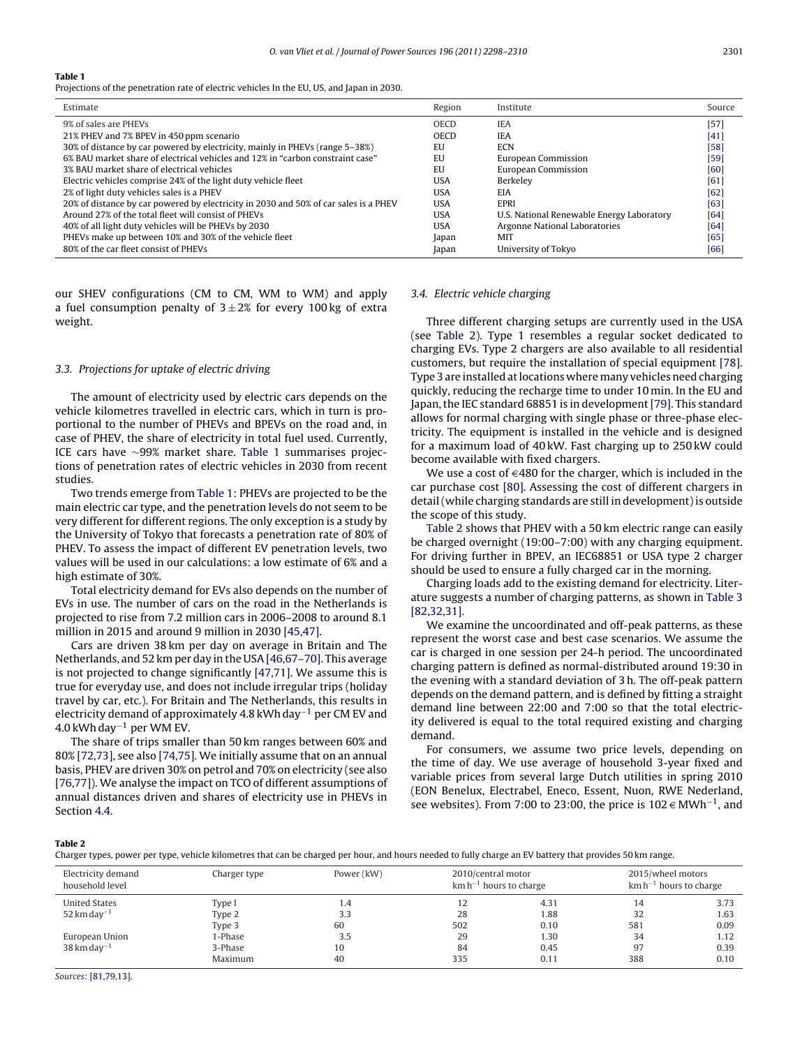**Table 1**
Projections of the penetration rate of electric vehicles In the EU, US, and Japan in 2030.

| Estimate | Region | Institute | Source |
|---|---|---|---|
| 9% of sales are PHEVs | OECD | IEA | [57] |
| 21% PHEV and 7% BPEV in 450 ppm scenario | OECD | IEA | [41] |
| 30% of distance by car powered by electricity, mainly in PHEVs (range 5–38%) | EU | ECN | [58] |
| 6% BAU market share of electrical vehicles and 12% in "carbon constraint case" | EU | European Commission | [59] |
| 3% BAU market share of electrical vehicles | EU | European Commission | [60] |
| Electric vehicles comprise 24% of the light duty vehicle fleet | USA | Berkeley | [61] |
| 2% of light duty vehicles sales is a PHEV | USA | EIA | [62] |
| 20% of distance by car powered by electricity in 2030 and 50% of car sales is a PHEV | USA | EPRI | [63] |
| Around 27% of the total fleet will consist of PHEVs | USA | U.S. National Renewable Energy Laboratory | [64] |
| 40% of all light duty vehicles will be PHEVs by 2030 | USA | Argonne National Laboratories | [64] |
| PHEVs make up between 10% and 30% of the vehicle fleet | Japan | MIT | [65] |
| 80% of the car fleet consist of PHEVs | Japan | University of Tokyo | [66] |

our SHEV configurations (CM to CM, WM to WM) and apply a fuel consumption penalty of $3 \pm 2\%$ for every 100 kg of extra weight.

### 3.3. Projections for uptake of electric driving

The amount of electricity used by electric cars depends on the vehicle kilometres travelled in electric cars, which in turn is proportional to the number of PHEVs and BPEVs on the road and, in case of PHEV, the share of electricity in total fuel used. Currently, ICE cars have ~99% market share. Table 1 summarises projections of penetration rates of electric vehicles in 2030 from recent studies.

Two trends emerge from Table 1: PHEVs are projected to be the main electric car type, and the penetration levels do not seem to be very different for different regions. The only exception is a study by the University of Tokyo that forecasts a penetration rate of 80% of PHEV. To assess the impact of different EV penetration levels, two values will be used in our calculations: a low estimate of 6% and a high estimate of 30%.

Total electricity demand for EVs also depends on the number of EVs in use. The number of cars on the road in the Netherlands is projected to rise from 7.2 million cars in 2006–2008 to around 8.1 million in 2015 and around 9 million in 2030 [45,47].

Cars are driven 38 km per day on average in Britain and The Netherlands, and 52 km per day in the USA [46,67–70]. This average is not projected to change significantly [47,71]. We assume this is true for everyday use, and does not include irregular trips (holiday travel by car, etc.). For Britain and The Netherlands, this results in electricity demand of approximately 4.8 kWh day$^{-1}$ per CM EV and 4.0 kWh day$^{-1}$ per WM EV.

The share of trips smaller than 50 km ranges between 60% and 80% [72,73], see also [74,75]. We initially assume that on an annual basis, PHEV are driven 30% on petrol and 70% on electricity (see also [76,77]). We analyse the impact on TCO of different assumptions of annual distances driven and shares of electricity use in PHEVs in Section 4.4.

### 3.4. Electric vehicle charging

Three different charging setups are currently used in the USA (see Table 2). Type 1 resembles a regular socket dedicated to charging EVs. Type 2 chargers are also available to all residential customers, but require the installation of special equipment [78]. Type 3 are installed at locations where many vehicles need charging quickly, reducing the recharge time to under 10 min. In the EU and Japan, the IEC standard 68851 is in development [79]. This standard allows for normal charging with single phase or three-phase electricity. The equipment is installed in the vehicle and is designed for a maximum load of 40 kW. Fast charging up to 250 kW could become available with fixed chargers.

We use a cost of €480 for the charger, which is included in the car purchase cost [80]. Assessing the cost of different chargers in detail (while charging standards are still in development) is outside the scope of this study.

Table 2 shows that PHEV with a 50 km electric range can easily be charged overnight (19:00–7:00) with any charging equipment. For driving further in BPEV, an IEC68851 or USA type 2 charger should be used to ensure a fully charged car in the morning.

Charging loads add to the existing demand for electricity. Literature suggests a number of charging patterns, as shown in Table 3 [82,32,31].

We examine the uncoordinated and off-peak patterns, as these represent the worst case and best case scenarios. We assume the car is charged in one session per 24-h period. The uncoordinated charging pattern is defined as normal-distributed around 19:30 in the evening with a standard deviation of 3 h. The off-peak pattern depends on the demand pattern, and is defined by fitting a straight demand line between 22:00 and 7:00 so that the total electricity delivered is equal to the total required existing and charging demand.

For consumers, we assume two price levels, depending on the time of day. We use average of household 3-year fixed and variable prices from several large Dutch utilities in spring 2010 (EON Benelux, Electrabel, Eneco, Essent, Nuon, RWE Nederland, see websites). From 7:00 to 23:00, the price is 102 € MWh$^{-1}$, and

**Table 2**
Charger types, power per type, vehicle kilometres that can be charged per hour, and hours needed to fully charge an EV battery that provides 50 km range.

| Electricity demand household level | Charger type | Power (kW) | 2010/central motor | | 2015/wheel motors | |
|---|---|---|---|---|---|---|
| | | | km h$^{-1}$ | hours to charge | km h$^{-1}$ | hours to charge |
| United States | Type I | 1.4 | 12 | 4.31 | 14 | 3.73 |
| 52 km day$^{-1}$ | Type 2 | 3.3 | 28 | 1.88 | 32 | 1.63 |
| | Type 3 | 60 | 502 | 0.10 | 581 | 0.09 |
| European Union | 1-Phase | 3.5 | 29 | 1.30 | 34 | 1.12 |
| 38 km day$^{-1}$ | 3-Phase | 10 | 84 | 0.45 | 97 | 0.39 |
| | Maximum | 40 | 335 | 0.11 | 388 | 0.10 |

*Sources*: [81,79,13].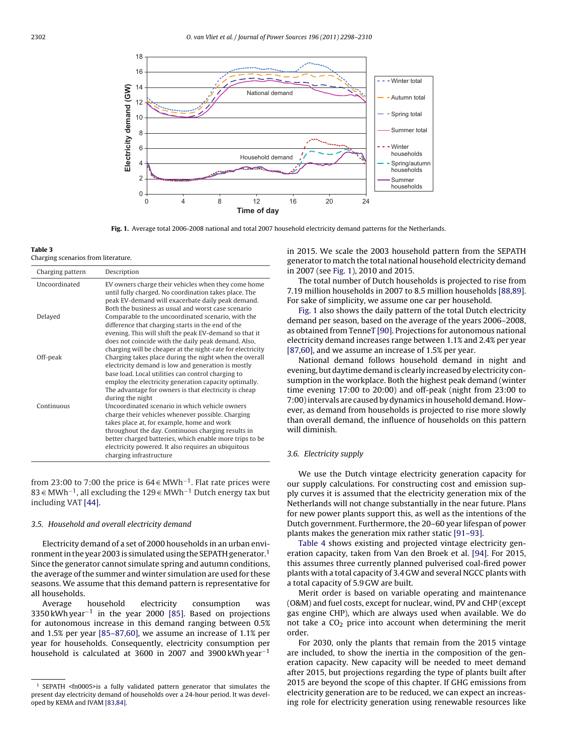Fig. 1. Average total 2006-2008 national and total 2007 household electricity demand patterns for the Netherlands.

**Table 3**
Charging scenarios from literature.

| Charging pattern | Description |
| --- | --- |
| Uncoordinated | EV owners charge their vehicles when they come home until fully charged. No coordination takes place. The peak EV-demand will exacerbate daily peak demand. Both the business as usual and worst case scenario |
| Delayed | Comparable to the uncoordinated scenario, with the difference that charging starts in the end of the evening. This will shift the peak EV-demand so that it does not coincide with the daily peak demand. Also, charging will be cheaper at the night-rate for electricity |
| Off-peak | Charging takes place during the night when the overall electricity demand is low and generation is mostly base load. Local utilities can control charging to employ the electricity generation capacity optimally. The advantage for owners is that electricity is cheap during the night |
| Continuous | Uncoordinated scenario in which vehicle owners charge their vehicles whenever possible. Charging takes place at, for example, home and work throughout the day. Continuous charging results in better charged batteries, which enable more trips to be electricity powered. It also requires an ubiquitous charging infrastructure |

from 23:00 to 7:00 the price is 64 € $MWh^{-1}$. Flat rate prices were 83 € $MWh^{-1}$, all excluding the 129 € $MWh^{-1}$ Dutch energy tax but including VAT [44].

### 3.5. Household and overall electricity demand

Electricity demand of a set of 2000 households in an urban environment in the year 2003 is simulated using the SEPATH generator.[1] Since the generator cannot simulate spring and autumn conditions, the average of the summer and winter simulation are used for these seasons. We assume that this demand pattern is representative for all households.

Average household electricity consumption was 3350 kWh $year^{-1}$ in the year 2000 [85]. Based on projections for autonomous increase in this demand ranging between 0.5% and 1.5% per year [85–87,60], we assume an increase of 1.1% per year for households. Consequently, electricity consumption per household is calculated at 3600 in 2007 and 3900 kWh $year^{-1}$ in 2015. We scale the 2003 household pattern from the SEPATH generator to match the total national household electricity demand in 2007 (see Fig. 1), 2010 and 2015.

The total number of Dutch households is projected to rise from 7.19 million households in 2007 to 8.5 million households [88,89]. For sake of simplicity, we assume one car per household.

Fig. 1 also shows the daily pattern of the total Dutch electricity demand per season, based on the average of the years 2006–2008, as obtained from TenneT [90]. Projections for autonomous national electricity demand increases range between 1.1% and 2.4% per year [87,60], and we assume an increase of 1.5% per year.

National demand follows household demand in night and evening, but daytime demand is clearly increased by electricity consumption in the workplace. Both the highest peak demand (winter time evening 17:00 to 20:00) and off-peak (night from 23:00 to 7:00) intervals are caused by dynamics in household demand. However, as demand from households is projected to rise more slowly than overall demand, the influence of households on this pattern will diminish.

### 3.6. Electricity supply

We use the Dutch vintage electricity generation capacity for our supply calculations. For constructing cost and emission supply curves it is assumed that the electricity generation mix of the Netherlands will not change substantially in the near future. Plans for new power plants support this, as well as the intentions of the Dutch government. Furthermore, the 20–60 year lifespan of power plants makes the generation mix rather static [91–93].

Table 4 shows existing and projected vintage electricity generation capacity, taken from Van den Broek et al. [94]. For 2015, this assumes three currently planned pulverised coal-fired power plants with a total capacity of 3.4 GW and several NGCC plants with a total capacity of 5.9 GW are built.

Merit order is based on variable operating and maintenance (O&M) and fuel costs, except for nuclear, wind, PV and CHP (except gas engine CHP), which are always used when available. We do not take a $CO_2$ price into account when determining the merit order.

For 2030, only the plants that remain from the 2015 vintage are included, to show the inertia in the composition of the generation capacity. New capacity will be needed to meet demand after 2015, but projections regarding the type of plants built after 2015 are beyond the scope of this chapter. If GHG emissions from electricity generation are to be reduced, we can expect an increasing role for electricity generation using renewable resources like

[1] SEPATH <fn0005>is a fully validated pattern generator that simulates the present day electricity demand of households over a 24-hour period. It was developed by KEMA and IVAM [83,84].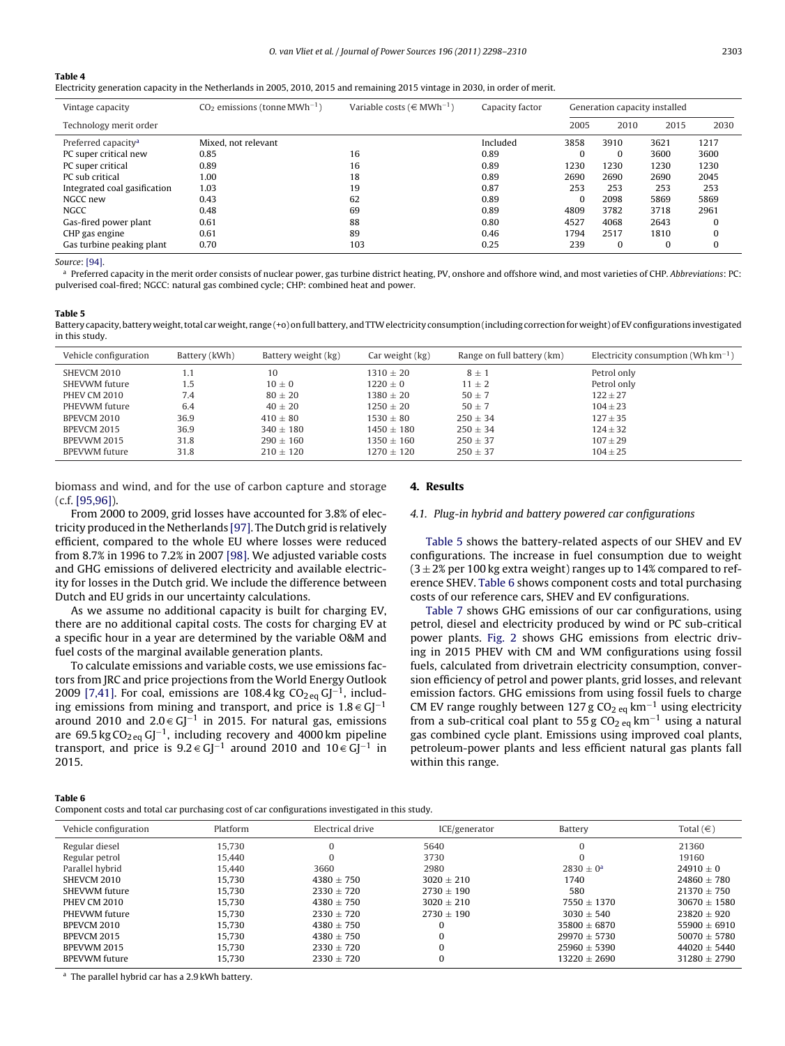**Table 4**
Electricity generation capacity in the Netherlands in 2005, 2010, 2015 and remaining 2015 vintage in 2030, in order of merit.

| Vintage capacity | $CO_2$ emissions (tonne $MWh^{-1}$) | Variable costs (€ $MWh^{-1}$) | Capacity factor | Generation capacity installed | | | |
|---|---|---|---|---|---|---|---|
| Technology merit order | | | | 2005 | 2010 | 2015 | 2030 |
| Preferred capacity[a] | Mixed, not relevant | | Included | 3858 | 3910 | 3621 | 1217 |
| PC super critical new | 0.85 | 16 | 0.89 | 0 | 0 | 3600 | 3600 |
| PC super critical | 0.89 | 16 | 0.89 | 1230 | 1230 | 1230 | 1230 |
| PC sub critical | 1.00 | 18 | 0.89 | 2690 | 2690 | 2690 | 2045 |
| Integrated coal gasification | 1.03 | 19 | 0.87 | 253 | 253 | 253 | 253 |
| NGCC new | 0.43 | 62 | 0.89 | 0 | 2098 | 5869 | 5869 |
| NGCC | 0.48 | 69 | 0.89 | 4809 | 3782 | 3718 | 2961 |
| Gas-fired power plant | 0.61 | 88 | 0.80 | 4527 | 4068 | 2643 | 0 |
| CHP gas engine | 0.61 | 89 | 0.46 | 1794 | 2517 | 1810 | 0 |
| Gas turbine peaking plant | 0.70 | 103 | 0.25 | 239 | 0 | 0 | 0 |

Source: [94].

[a] Preferred capacity in the merit order consists of nuclear power, gas turbine district heating, PV, onshore and offshore wind, and most varieties of CHP. Abbreviations: PC: pulverised coal-fired; NGCC: natural gas combined cycle; CHP: combined heat and power.

**Table 5**
Battery capacity, battery weight, total car weight, range (+o) on full battery, and TTW electricity consumption (including correction for weight) of EV configurations investigated in this study.

| Vehicle configuration | Battery (kWh) | Battery weight (kg) | Car weight (kg) | Range on full battery (km) | Electricity consumption (Wh $km^{-1}$) |
|---|---|---|---|---|---|
| SHEVCM 2010 | 1.1 | 10 | 1310 ± 20 | 8 ± 1 | Petrol only |
| SHEVWM future | 1.5 | 10 ± 0 | 1220 ± 0 | 11 ± 2 | Petrol only |
| PHEV CM 2010 | 7.4 | 80 ± 20 | 1380 ± 20 | 50 ± 7 | 122 ± 27 |
| PHEVWM future | 6.4 | 40 ± 20 | 1250 ± 20 | 50 ± 7 | 104 ± 23 |
| BPEVCM 2010 | 36.9 | 410 ± 80 | 1530 ± 80 | 250 ± 34 | 127 ± 35 |
| BPEVCM 2015 | 36.9 | 340 ± 180 | 1450 ± 180 | 250 ± 34 | 124 ± 32 |
| BPEVWM 2015 | 31.8 | 290 ± 160 | 1350 ± 160 | 250 ± 37 | 107 ± 29 |
| BPEVWM future | 31.8 | 210 ± 120 | 1270 ± 120 | 250 ± 37 | 104 ± 25 |

biomass and wind, and for the use of carbon capture and storage (c.f. [95,96]).

From 2000 to 2009, grid losses have accounted for 3.8% of electricity produced in the Netherlands [97]. The Dutch grid is relatively efficient, compared to the whole EU where losses were reduced from 8.7% in 1996 to 7.2% in 2007 [98]. We adjusted variable costs and GHG emissions of delivered electricity and available electricity for losses in the Dutch grid. We include the difference between Dutch and EU grids in our uncertainty calculations.

As we assume no additional capacity is built for charging EV, there are no additional capital costs. The costs for charging EV at a specific hour in a year are determined by the variable O&M and fuel costs of the marginal available generation plants.

To calculate emissions and variable costs, we use emissions factors from JRC and price projections from the World Energy Outlook 2009 [7,41]. For coal, emissions are 108.4 kg $CO_{2\,eq}$ $GJ^{-1}$, including emissions from mining and transport, and price is 1.8 € $GJ^{-1}$ around 2010 and 2.0 € $GJ^{-1}$ in 2015. For natural gas, emissions are 69.5 kg $CO_{2\,eq}$ $GJ^{-1}$, including recovery and 4000 km pipeline transport, and price is 9.2 € $GJ^{-1}$ around 2010 and 10 € $GJ^{-1}$ in 2015.

## 4. Results

### 4.1. Plug-in hybrid and battery powered car configurations

Table 5 shows the battery-related aspects of our SHEV and EV configurations. The increase in fuel consumption due to weight (3 ± 2% per 100 kg extra weight) ranges up to 14% compared to reference SHEV. Table 6 shows component costs and total purchasing costs of our reference cars, SHEV and EV configurations.

Table 7 shows GHG emissions of our car configurations, using petrol, diesel and electricity produced by wind or PC sub-critical power plants. Fig. 2 shows GHG emissions from electric driving in 2015 PHEV with CM and WM configurations using fossil fuels, calculated from drivetrain electricity consumption, conversion efficiency of petrol and power plants, grid losses, and relevant emission factors. GHG emissions from using fossil fuels to charge CM EV range roughly between 127 g $CO_{2\,eq}$ $km^{-1}$ using electricity from a sub-critical coal plant to 55 g $CO_{2\,eq}$ $km^{-1}$ using a natural gas combined cycle plant. Emissions using improved coal plants, petroleum-power plants and less efficient natural gas plants fall within this range.

**Table 6**
Component costs and total car purchasing cost of car configurations investigated in this study.

| Vehicle configuration | Platform | Electrical drive | ICE/generator | Battery | Total (€) |
|---|---|---|---|---|---|
| Regular diesel | 15,730 | 0 | 5640 | 0 | 21360 |
| Regular petrol | 15,440 | 0 | 3730 | 0 | 19160 |
| Parallel hybrid | 15,440 | 3660 | 2980 | 2830 ± 0[a] | 24910 ± 0 |
| SHEVCM 2010 | 15,730 | 4380 ± 750 | 3020 ± 210 | 1740 | 24860 ± 780 |
| SHEVWM future | 15,730 | 2330 ± 720 | 2730 ± 190 | 580 | 21370 ± 750 |
| PHEV CM 2010 | 15,730 | 4380 ± 750 | 3020 ± 210 | 7550 ± 1370 | 30670 ± 1580 |
| PHEVWM future | 15,730 | 2330 ± 720 | 2730 ± 190 | 3030 ± 540 | 23820 ± 920 |
| BPEVCM 2010 | 15,730 | 4380 ± 750 | 0 | 35800 ± 6870 | 55900 ± 6910 |
| BPEVCM 2015 | 15,730 | 4380 ± 750 | 0 | 29970 ± 5730 | 50070 ± 5780 |
| BPEVWM 2015 | 15,730 | 2330 ± 720 | 0 | 25960 ± 5390 | 44020 ± 5440 |
| BPEVWM future | 15,730 | 2330 ± 720 | 0 | 13220 ± 2690 | 31280 ± 2790 |

[a] The parallel hybrid car has a 2.9 kWh battery.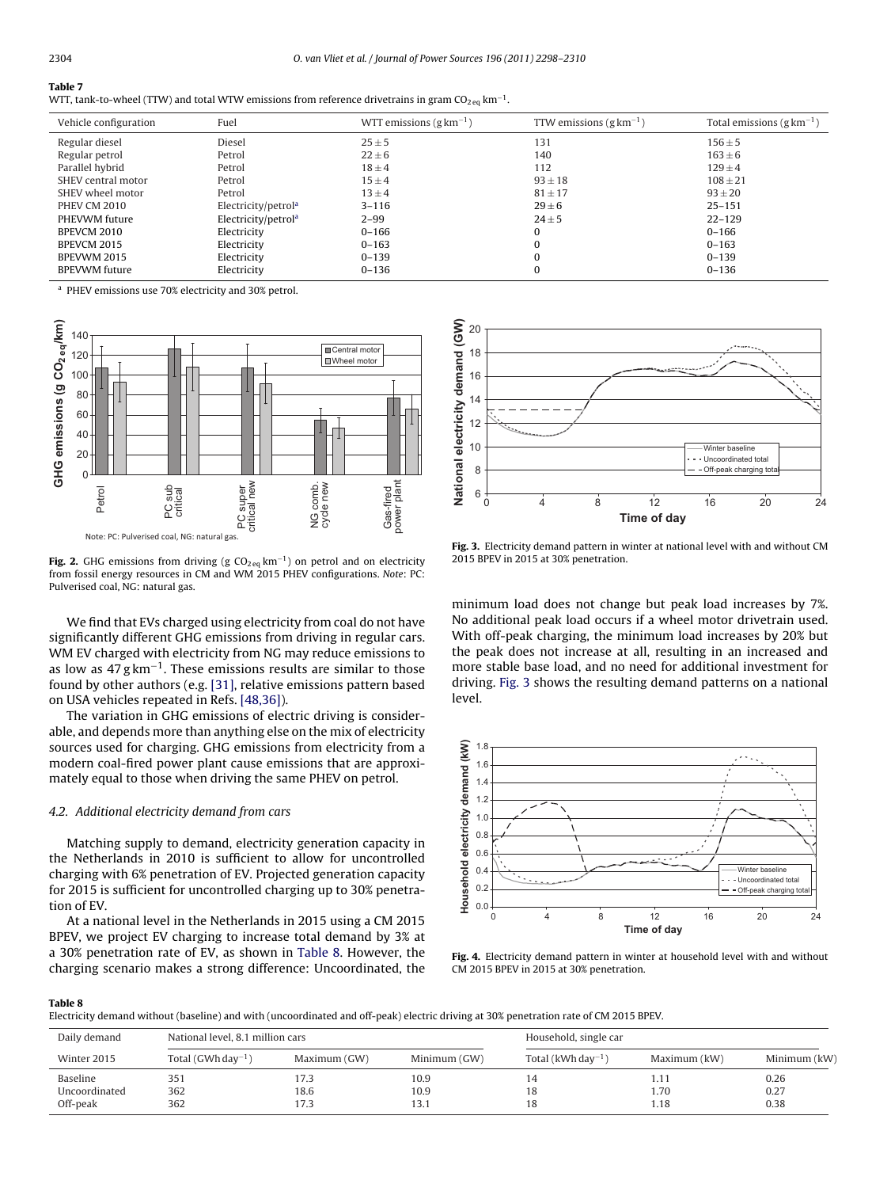**Table 7**
WTT, tank-to-wheel (TTW) and total WTW emissions from reference drivetrains in gram $CO_{2\,eq}$ $km^{-1}$.

| Vehicle configuration | Fuel | WTT emissions ($g\,km^{-1}$) | TTW emissions ($g\,km^{-1}$) | Total emissions ($g\,km^{-1}$) |
|---|---|---|---|---|
| Regular diesel | Diesel | $25 \pm 5$ | 131 | $156 \pm 5$ |
| Regular petrol | Petrol | $22 \pm 6$ | 140 | $163 \pm 6$ |
| Parallel hybrid | Petrol | $18 \pm 4$ | 112 | $129 \pm 4$ |
| SHEV central motor | Petrol | $15 \pm 4$ | $93 \pm 18$ | $108 \pm 21$ |
| SHEV wheel motor | Petrol | $13 \pm 4$ | $81 \pm 17$ | $93 \pm 20$ |
| PHEV CM 2010 | Electricity/petrol[a] | 3–116 | $29 \pm 6$ | 25–151 |
| PHEVWM future | Electricity/petrol[a] | 2–99 | $24 \pm 5$ | 22–129 |
| BPEVCM 2010 | Electricity | 0–166 | 0 | 0–166 |
| BPEVCM 2015 | Electricity | 0–163 | 0 | 0–163 |
| BPEVWM 2015 | Electricity | 0–139 | 0 | 0–139 |
| BPEVWM future | Electricity | 0–136 | 0 | 0–136 |

[a] PHEV emissions use 70% electricity and 30% petrol.

**Fig. 2.** GHG emissions from driving (g $CO_{2\,eq}$ $km^{-1}$) on petrol and on electricity from fossil energy resources in CM and WM 2015 PHEV configurations. *Note*: PC: Pulverised coal, NG: natural gas.

We find that EVs charged using electricity from coal do not have significantly different GHG emissions from driving in regular cars. WM EV charged with electricity from NG may reduce emissions to as low as $47\,g\,km^{-1}$. These emissions results are similar to those found by other authors (e.g. [31], relative emissions pattern based on USA vehicles repeated in Refs. [48,36]).

The variation in GHG emissions of electric driving is considerable, and depends more than anything else on the mix of electricity sources used for charging. GHG emissions from electricity from a modern coal-fired power plant cause emissions that are approximately equal to those when driving the same PHEV on petrol.

### 4.2. Additional electricity demand from cars

Matching supply to demand, electricity generation capacity in the Netherlands in 2010 is sufficient to allow for uncontrolled charging with 6% penetration of EV. Projected generation capacity for 2015 is sufficient for uncontrolled charging up to 30% penetration of EV.

At a national level in the Netherlands in 2015 using a CM 2015 BPEV, we project EV charging to increase total demand by 3% at a 30% penetration rate of EV, as shown in Table 8. However, the charging scenario makes a strong difference: Uncoordinated, the minimum load does not change but peak load increases by 7%. No additional peak load occurs if a wheel motor drivetrain used. With off-peak charging, the minimum load increases by 20% but the peak does not increase at all, resulting in an increased and more stable base load, and no need for additional investment for driving. Fig. 3 shows the resulting demand patterns on a national level.

**Fig. 3.** Electricity demand pattern in winter at national level with and without CM 2015 BPEV in 2015 at 30% penetration.

**Fig. 4.** Electricity demand pattern in winter at household level with and without CM 2015 BPEV in 2015 at 30% penetration.

**Table 8**
Electricity demand without (baseline) and with (uncoordinated and off-peak) electric driving at 30% penetration rate of CM 2015 BPEV.

| Daily demand | National level, 8.1 million cars | | | Household, single car | | |
|---|---|---|---|---|---|---|
| Winter 2015 | Total ($GWh\,day^{-1}$) | Maximum (GW) | Minimum (GW) | Total ($kWh\,day^{-1}$) | Maximum (kW) | Minimum (kW) |
| Baseline | 351 | 17.3 | 10.9 | 14 | 1.11 | 0.26 |
| Uncoordinated | 362 | 18.6 | 10.9 | 18 | 1.70 | 0.27 |
| Off-peak | 362 | 17.3 | 13.1 | 18 | 1.18 | 0.38 |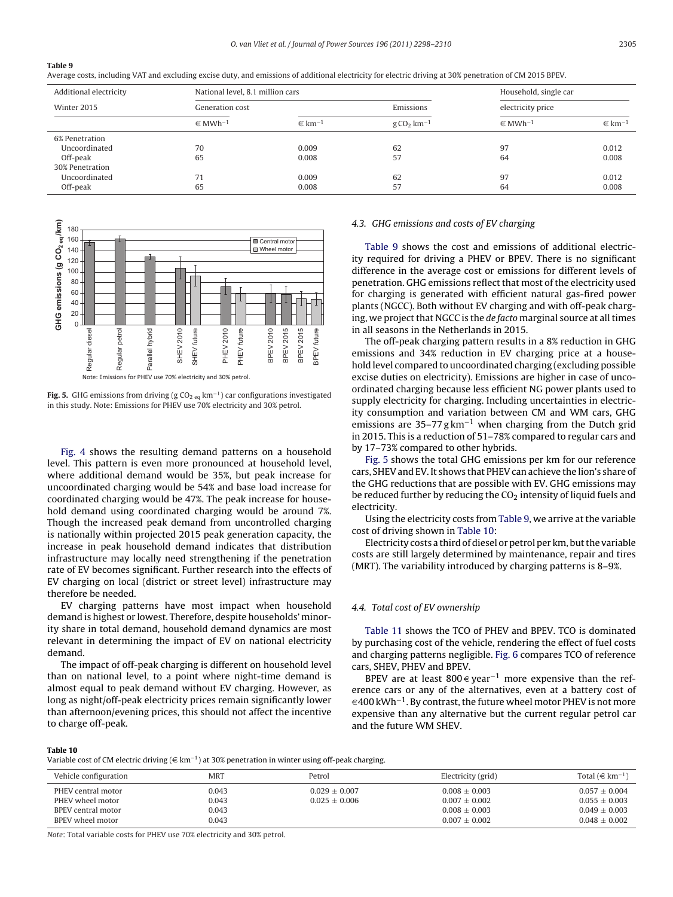**Table 9**

Average costs, including VAT and excluding excise duty, and emissions of additional electricity for electric driving at 30% penetration of CM 2015 BPEV.

| Additional electricity | National level, 8.1 million cars | | | Household, single car | |
|---|---|---|---|---|---|
| Winter 2015 | Generation cost | | Emissions | electricity price | |
| | € $MWh^{-1}$ | € $km^{-1}$ | $g\,CO_2\,km^{-1}$ | € $MWh^{-1}$ | € $km^{-1}$ |
| 6% Penetration | | | | | |
| Uncoordinated | 70 | 0.009 | 62 | 97 | 0.012 |
| Off-peak | 65 | 0.008 | 57 | 64 | 0.008 |
| 30% Penetration | | | | | |
| Uncoordinated | 71 | 0.009 | 62 | 97 | 0.012 |
| Off-peak | 65 | 0.008 | 57 | 64 | 0.008 |

**Fig. 5.** GHG emissions from driving ($g\,CO_{2\,eq}\,km^{-1}$) car configurations investigated in this study. Note: Emissions for PHEV use 70% electricity and 30% petrol.

Fig. 4 shows the resulting demand patterns on a household level. This pattern is even more pronounced at household level, where additional demand would be 35%, but peak increase for uncoordinated charging would be 54% and base load increase for coordinated charging would be 47%. The peak increase for household demand using coordinated charging would be around 7%. Though the increased peak demand from uncontrolled charging is nationally within projected 2015 peak generation capacity, the increase in peak household demand indicates that distribution infrastructure may locally need strengthening if the penetration rate of EV becomes significant. Further research into the effects of EV charging on local (district or street level) infrastructure may therefore be needed.

EV charging patterns have most impact when household demand is highest or lowest. Therefore, despite households' minority share in total demand, household demand dynamics are most relevant in determining the impact of EV on national electricity demand.

The impact of off-peak charging is different on household level than on national level, to a point where night-time demand is almost equal to peak demand without EV charging. However, as long as night/off-peak electricity prices remain significantly lower than afternoon/evening prices, this should not affect the incentive to charge off-peak.

### 4.3. GHG emissions and costs of EV charging

Table 9 shows the cost and emissions of additional electricity required for driving a PHEV or BPEV. There is no significant difference in the average cost or emissions for different levels of penetration. GHG emissions reflect that most of the electricity used for charging is generated with efficient natural gas-fired power plants (NGCC). Both without EV charging and with off-peak charging, we project that NGCC is the *de facto* marginal source at all times in all seasons in the Netherlands in 2015.

The off-peak charging pattern results in a 8% reduction in GHG emissions and 34% reduction in EV charging price at a household level compared to uncoordinated charging (excluding possible excise duties on electricity). Emissions are higher in case of uncoordinated charging because less efficient NG power plants used to supply electricity for charging. Including uncertainties in electricity consumption and variation between CM and WM cars, GHG emissions are 35–77 $g\,km^{-1}$ when charging from the Dutch grid in 2015. This is a reduction of 51–78% compared to regular cars and by 17–73% compared to other hybrids.

Fig. 5 shows the total GHG emissions per km for our reference cars, SHEV and EV. It shows that PHEV can achieve the lion's share of the GHG reductions that are possible with EV. GHG emissions may be reduced further by reducing the $CO_2$ intensity of liquid fuels and electricity.

Using the electricity costs from Table 9, we arrive at the variable cost of driving shown in Table 10:

Electricity costs a third of diesel or petrol per km, but the variable costs are still largely determined by maintenance, repair and tires (MRT). The variability introduced by charging patterns is 8–9%.

### 4.4. Total cost of EV ownership

Table 11 shows the TCO of PHEV and BPEV. TCO is dominated by purchasing cost of the vehicle, rendering the effect of fuel costs and charging patterns negligible. Fig. 6 compares TCO of reference cars, SHEV, PHEV and BPEV.

BPEV are at least 800 € $year^{-1}$ more expensive than the reference cars or any of the alternatives, even at a battery cost of €400 $kWh^{-1}$. By contrast, the future wheel motor PHEV is not more expensive than any alternative but the current regular petrol car and the future WM SHEV.

**Table 10**

Variable cost of CM electric driving (€ $km^{-1}$) at 30% penetration in winter using off-peak charging.

| Vehicle configuration | MRT | Petrol | Electricity (grid) | Total (€ $km^{-1}$) |
|---|---|---|---|---|
| PHEV central motor | 0.043 | $0.029 \pm 0.007$ | $0.008 \pm 0.003$ | $0.057 \pm 0.004$ |
| PHEV wheel motor | 0.043 | $0.025 \pm 0.006$ | $0.007 \pm 0.002$ | $0.055 \pm 0.003$ |
| BPEV central motor | 0.043 | | $0.008 \pm 0.003$ | $0.049 \pm 0.003$ |
| BPEV wheel motor | 0.043 | | $0.007 \pm 0.002$ | $0.048 \pm 0.002$ |

*Note*: Total variable costs for PHEV use 70% electricity and 30% petrol.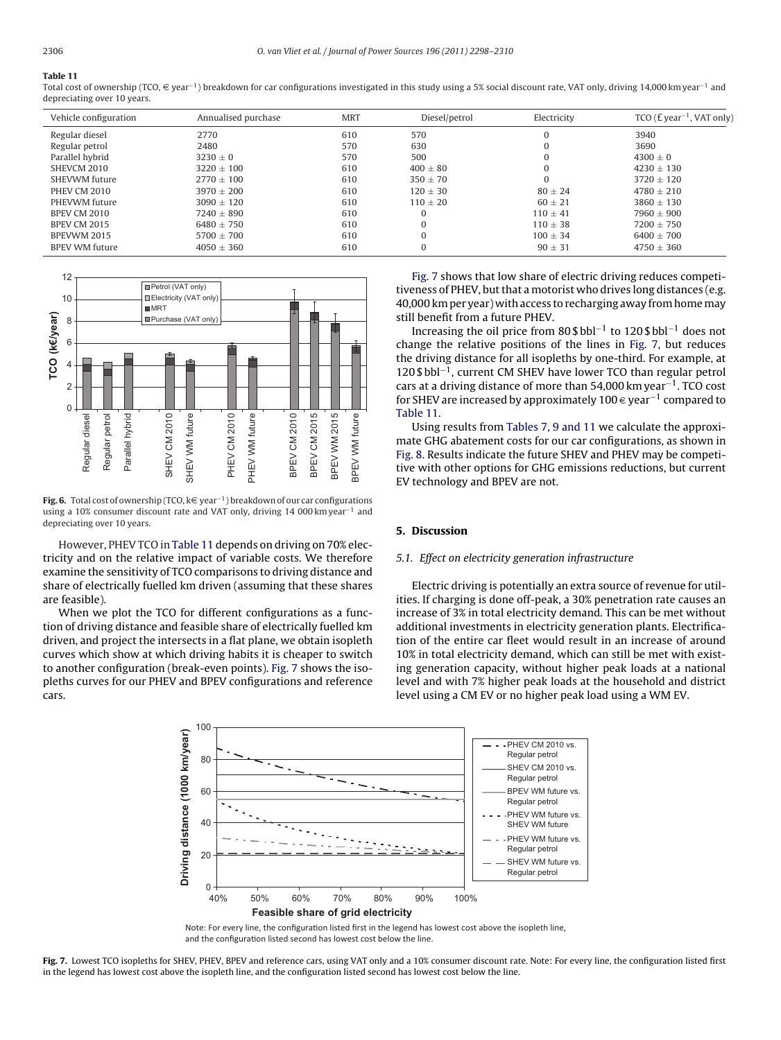**Table 11**

Total cost of ownership (TCO, € year$^{-1}$) breakdown for car configurations investigated in this study using a 5% social discount rate, VAT only, driving 14,000 km year$^{-1}$ and depreciating over 10 years.

| Vehicle configuration | Annualised purchase | MRT | Diesel/petrol | Electricity | TCO (£ year$^{-1}$, VAT only) |
|---|---|---|---|---|---|
| Regular diesel | 2770 | 610 | 570 | 0 | 3940 |
| Regular petrol | 2480 | 570 | 630 | 0 | 3690 |
| Parallel hybrid | 3230 ± 0 | 570 | 500 | 0 | 4300 ± 0 |
| SHEVCM 2010 | 3220 ± 100 | 610 | 400 ± 80 | 0 | 4230 ± 130 |
| SHEVWM future | 2770 ± 100 | 610 | 350 ± 70 | 0 | 3720 ± 120 |
| PHEV CM 2010 | 3970 ± 200 | 610 | 120 ± 30 | 80 ± 24 | 4780 ± 210 |
| PHEVWM future | 3090 ± 120 | 610 | 110 ± 20 | 60 ± 21 | 3860 ± 130 |
| BPEV CM 2010 | 7240 ± 890 | 610 | 0 | 110 ± 41 | 7960 ± 900 |
| BPEV CM 2015 | 6480 ± 750 | 610 | 0 | 110 ± 38 | 7200 ± 750 |
| BPEVWM 2015 | 5700 ± 700 | 610 | 0 | 100 ± 34 | 6400 ± 700 |
| BPEV WM future | 4050 ± 360 | 610 | 0 | 90 ± 31 | 4750 ± 360 |

**Fig. 6.** Total cost of ownership (TCO, k€ year$^{-1}$) breakdown of our car configurations using a 10% consumer discount rate and VAT only, driving 14 000 km year$^{-1}$ and depreciating over 10 years.

However, PHEV TCO in Table 11 depends on driving on 70% electricity and on the relative impact of variable costs. We therefore examine the sensitivity of TCO comparisons to driving distance and share of electrically fuelled km driven (assuming that these shares are feasible).

When we plot the TCO for different configurations as a function of driving distance and feasible share of electrically fuelled km driven, and project the intersects in a flat plane, we obtain isopleth curves which show at which driving habits it is cheaper to switch to another configuration (break-even points). Fig. 7 shows the isopleths curves for our PHEV and BPEV configurations and reference cars.

Fig. 7 shows that low share of electric driving reduces competitiveness of PHEV, but that a motorist who drives long distances (e.g. 40,000 km per year) with access to recharging away from home may still benefit from a future PHEV.

Increasing the oil price from 80 \$ bbl$^{-1}$ to 120 \$ bbl$^{-1}$ does not change the relative positions of the lines in Fig. 7, but reduces the driving distance for all isopleths by one-third. For example, at 120 \$ bbl$^{-1}$, current CM SHEV have lower TCO than regular petrol cars at a driving distance of more than 54,000 km year$^{-1}$. TCO cost for SHEV are increased by approximately 100 € year$^{-1}$ compared to Table 11.

Using results from Tables 7, 9 and 11 we calculate the approximate GHG abatement costs for our car configurations, as shown in Fig. 8. Results indicate the future SHEV and PHEV may be competitive with other options for GHG emissions reductions, but current EV technology and BPEV are not.

## 5. Discussion

### 5.1. Effect on electricity generation infrastructure

Electric driving is potentially an extra source of revenue for utilities. If charging is done off-peak, a 30% penetration rate causes an increase of 3% in total electricity demand. This can be met without additional investments in electricity generation plants. Electrification of the entire car fleet would result in an increase of around 10% in total electricity demand, which can still be met with existing generation capacity, without higher peak loads at a national level and with 7% higher peak loads at the household and district level using a CM EV or no higher peak load using a WM EV.

Note: For every line, the configuration listed first in the legend has lowest cost above the isopleth line, and the configuration listed second has lowest cost below the line.

**Fig. 7.** Lowest TCO isopleths for SHEV, PHEV, BPEV and reference cars, using VAT only and a 10% consumer discount rate. Note: For every line, the configuration listed first in the legend has lowest cost above the isopleth line, and the configuration listed second has lowest cost below the line.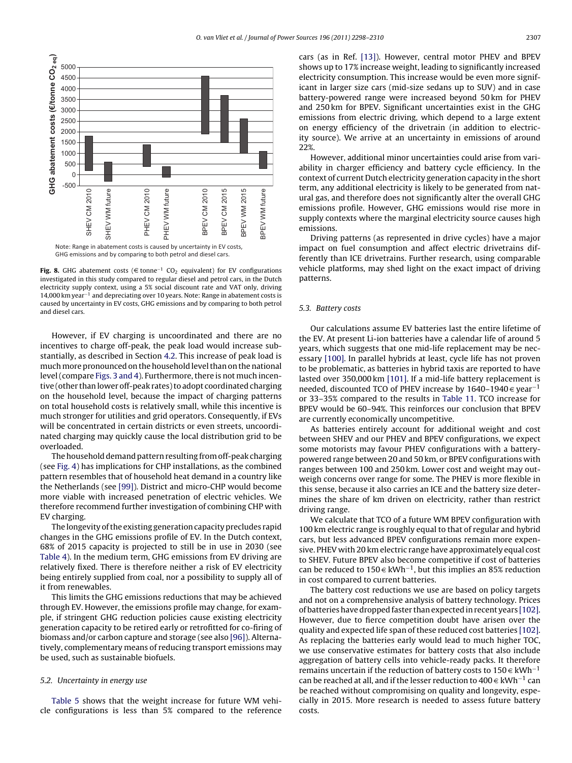Note: Range in abatement costs is caused by uncertainty in EV costs, GHG emissions and by comparing to both petrol and diesel cars.

**Fig. 8.** GHG abatement costs (€ tonne$^{-1}$ $CO_2$ equivalent) for EV configurations investigated in this study compared to regular diesel and petrol cars, in the Dutch electricity supply context, using a 5% social discount rate and VAT only, driving 14,000 km year$^{-1}$ and depreciating over 10 years. Note: Range in abatement costs is caused by uncertainty in EV costs, GHG emissions and by comparing to both petrol and diesel cars.

However, if EV charging is uncoordinated and there are no incentives to charge off-peak, the peak load would increase substantially, as described in Section 4.2. This increase of peak load is much more pronounced on the household level than on the national level (compare Figs. 3 and 4). Furthermore, there is not much incentive (other than lower off-peak rates) to adopt coordinated charging on the household level, because the impact of charging patterns on total household costs is relatively small, while this incentive is much stronger for utilities and grid operators. Consequently, if EVs will be concentrated in certain districts or even streets, uncoordinated charging may quickly cause the local distribution grid to be overloaded.

The household demand pattern resulting from off-peak charging (see Fig. 4) has implications for CHP installations, as the combined pattern resembles that of household heat demand in a country like the Netherlands (see [99]). District and micro-CHP would become more viable with increased penetration of electric vehicles. We therefore recommend further investigation of combining CHP with EV charging.

The longevity of the existing generation capacity precludes rapid changes in the GHG emissions profile of EV. In the Dutch context, 68% of 2015 capacity is projected to still be in use in 2030 (see Table 4). In the medium term, GHG emissions from EV driving are relatively fixed. There is therefore neither a risk of EV electricity being entirely supplied from coal, nor a possibility to supply all of it from renewables.

This limits the GHG emissions reductions that may be achieved through EV. However, the emissions profile may change, for example, if stringent GHG reduction policies cause existing electricity generation capacity to be retired early or retrofitted for co-firing of biomass and/or carbon capture and storage (see also [96]). Alternatively, complementary means of reducing transport emissions may be used, such as sustainable biofuels.

### 5.2. Uncertainty in energy use

Table 5 shows that the weight increase for future WM vehicle configurations is less than 5% compared to the reference cars (as in Ref. [13]). However, central motor PHEV and BPEV shows up to 17% increase weight, leading to significantly increased electricity consumption. This increase would be even more significant in larger size cars (mid-size sedans up to SUV) and in case battery-powered range were increased beyond 50 km for PHEV and 250 km for BPEV. Significant uncertainties exist in the GHG emissions from electric driving, which depend to a large extent on energy efficiency of the drivetrain (in addition to electricity source). We arrive at an uncertainty in emissions of around 22%.

However, additional minor uncertainties could arise from variability in charger efficiency and battery cycle efficiency. In the context of current Dutch electricity generation capacity in the short term, any additional electricity is likely to be generated from natural gas, and therefore does not significantly alter the overall GHG emissions profile. However, GHG emissions would rise more in supply contexts where the marginal electricity source causes high emissions.

Driving patterns (as represented in drive cycles) have a major impact on fuel consumption and affect electric drivetrains differently than ICE drivetrains. Further research, using comparable vehicle platforms, may shed light on the exact impact of driving patterns.

### 5.3. Battery costs

Our calculations assume EV batteries last the entire lifetime of the EV. At present Li-ion batteries have a calendar life of around 5 years, which suggests that one mid-life replacement may be necessary [100]. In parallel hybrids at least, cycle life has not proven to be problematic, as batteries in hybrid taxis are reported to have lasted over 350,000 km [101]. If a mid-life battery replacement is needed, discounted TCO of PHEV increase by 1640–1940 € year$^{-1}$ or 33–35% compared to the results in Table 11. TCO increase for BPEV would be 60–94%. This reinforces our conclusion that BPEV are currently economically uncompetitive.

As batteries entirely account for additional weight and cost between SHEV and our PHEV and BPEV configurations, we expect some motorists may favour PHEV configurations with a battery-powered range between 20 and 50 km, or BPEV configurations with ranges between 100 and 250 km. Lower cost and weight may outweigh concerns over range for some. The PHEV is more flexible in this sense, because it also carries an ICE and the battery size determines the share of km driven on electricity, rather than restrict driving range.

We calculate that TCO of a future WM BPEV configuration with 100 km electric range is roughly equal to that of regular and hybrid cars, but less advanced BPEV configurations remain more expensive. PHEV with 20 km electric range have approximately equal cost to SHEV. Future BPEV also become competitive if cost of batteries can be reduced to 150 € kWh$^{-1}$, but this implies an 85% reduction in cost compared to current batteries.

The battery cost reductions we use are based on policy targets and not on a comprehensive analysis of battery technology. Prices of batteries have dropped faster than expected in recent years [102]. However, due to fierce competition doubt have arisen over the quality and expected life span of these reduced cost batteries [102]. As replacing the batteries early would lead to much higher TOC, we use conservative estimates for battery costs that also include aggregation of battery cells into vehicle-ready packs. It therefore remains uncertain if the reduction of battery costs to 150 € kWh$^{-1}$ can be reached at all, and if the lesser reduction to 400 € kWh$^{-1}$ can be reached without compromising on quality and longevity, especially in 2015. More research is needed to assess future battery costs.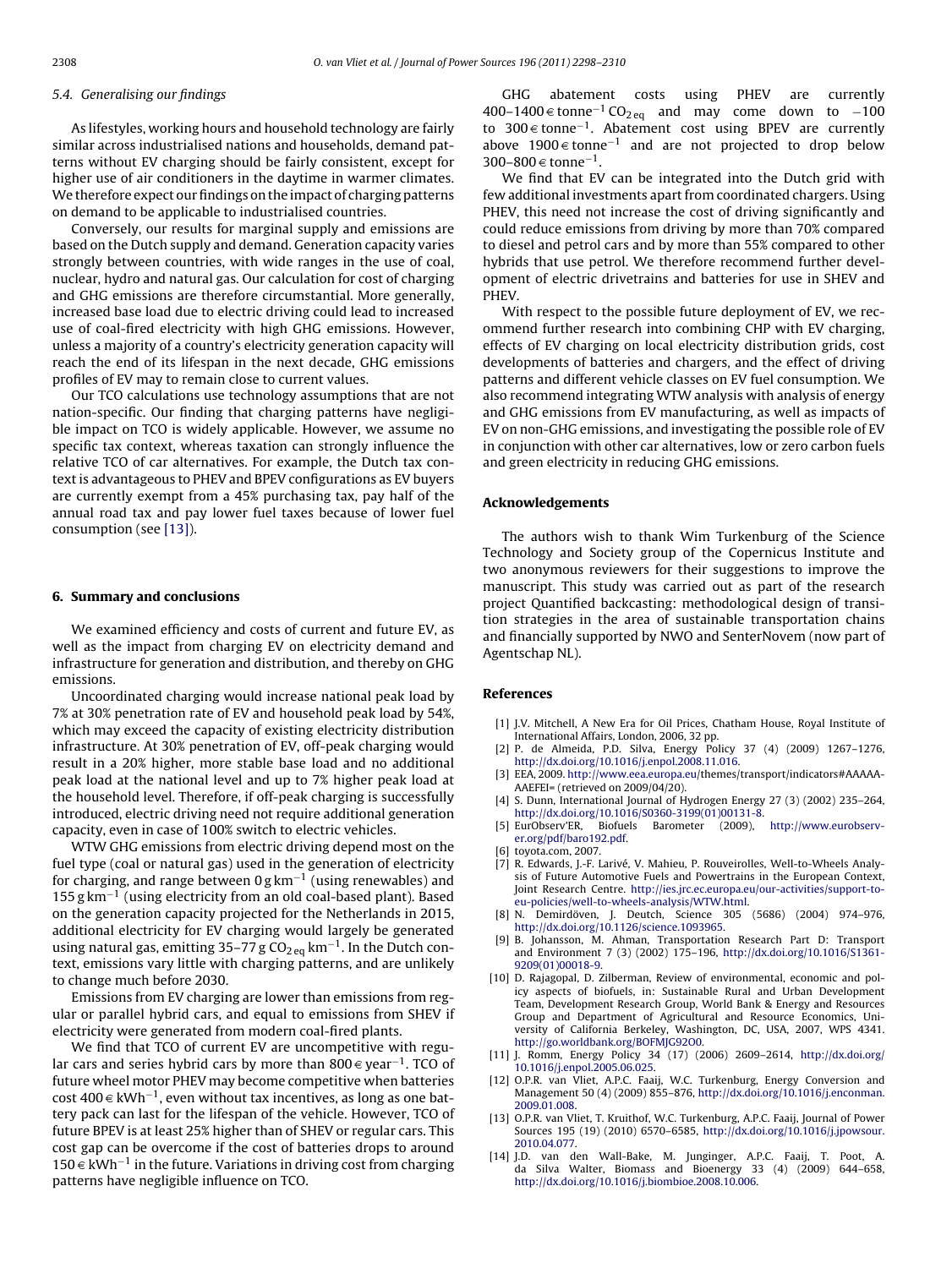### 5.4. Generalising our findings

As lifestyles, working hours and household technology are fairly similar across industrialised nations and households, demand patterns without EV charging should be fairly consistent, except for higher use of air conditioners in the daytime in warmer climates. We therefore expect our findings on the impact of charging patterns on demand to be applicable to industrialised countries.

Conversely, our results for marginal supply and emissions are based on the Dutch supply and demand. Generation capacity varies strongly between countries, with wide ranges in the use of coal, nuclear, hydro and natural gas. Our calculation for cost of charging and GHG emissions are therefore circumstantial. More generally, increased base load due to electric driving could lead to increased use of coal-fired electricity with high GHG emissions. However, unless a majority of a country's electricity generation capacity will reach the end of its lifespan in the next decade, GHG emissions profiles of EV may to remain close to current values.

Our TCO calculations use technology assumptions that are not nation-specific. Our finding that charging patterns have negligible impact on TCO is widely applicable. However, we assume no specific tax context, whereas taxation can strongly influence the relative TCO of car alternatives. For example, the Dutch tax context is advantageous to PHEV and BPEV configurations as EV buyers are currently exempt from a 45% purchasing tax, pay half of the annual road tax and pay lower fuel taxes because of lower fuel consumption (see [13]).

## 6. Summary and conclusions

We examined efficiency and costs of current and future EV, as well as the impact from charging EV on electricity demand and infrastructure for generation and distribution, and thereby on GHG emissions.

Uncoordinated charging would increase national peak load by 7% at 30% penetration rate of EV and household peak load by 54%, which may exceed the capacity of existing electricity distribution infrastructure. At 30% penetration of EV, off-peak charging would result in a 20% higher, more stable base load and no additional peak load at the national level and up to 7% higher peak load at the household level. Therefore, if off-peak charging is successfully introduced, electric driving need not require additional generation capacity, even in case of 100% switch to electric vehicles.

WTW GHG emissions from electric driving depend most on the fuel type (coal or natural gas) used in the generation of electricity for charging, and range between $0\,g\,km^{-1}$ (using renewables) and $155\,g\,km^{-1}$ (using electricity from an old coal-based plant). Based on the generation capacity projected for the Netherlands in 2015, additional electricity for EV charging would largely be generated using natural gas, emitting 35–77 $g\,CO_{2\,eq}\,km^{-1}$. In the Dutch context, emissions vary little with charging patterns, and are unlikely to change much before 2030.

Emissions from EV charging are lower than emissions from regular or parallel hybrid cars, and equal to emissions from SHEV if electricity were generated from modern coal-fired plants.

We find that TCO of current EV are uncompetitive with regular cars and series hybrid cars by more than 800 € $year^{-1}$. TCO of future wheel motor PHEV may become competitive when batteries cost 400 € $kWh^{-1}$, even without tax incentives, as long as one battery pack can last for the lifespan of the vehicle. However, TCO of future BPEV is at least 25% higher than of SHEV or regular cars. This cost gap can be overcome if the cost of batteries drops to around 150 € $kWh^{-1}$ in the future. Variations in driving cost from charging patterns have negligible influence on TCO.

GHG abatement costs using PHEV are currently 400–1400 € $tonne^{-1}\,CO_{2\,eq}$ and may come down to −100 to 300 € $tonne^{-1}$. Abatement cost using BPEV are currently above 1900 € $tonne^{-1}$ and are not projected to drop below 300–800 € $tonne^{-1}$.

We find that EV can be integrated into the Dutch grid with few additional investments apart from coordinated chargers. Using PHEV, this need not increase the cost of driving significantly and could reduce emissions from driving by more than 70% compared to diesel and petrol cars and by more than 55% compared to other hybrids that use petrol. We therefore recommend further development of electric drivetrains and batteries for use in SHEV and PHEV.

With respect to the possible future deployment of EV, we recommend further research into combining CHP with EV charging, effects of EV charging on local electricity distribution grids, cost developments of batteries and chargers, and the effect of driving patterns and different vehicle classes on EV fuel consumption. We also recommend integrating WTW analysis with analysis of energy and GHG emissions from EV manufacturing, as well as impacts of EV on non-GHG emissions, and investigating the possible role of EV in conjunction with other car alternatives, low or zero carbon fuels and green electricity in reducing GHG emissions.

## Acknowledgements

The authors wish to thank Wim Turkenburg of the Science Technology and Society group of the Copernicus Institute and two anonymous reviewers for their suggestions to improve the manuscript. This study was carried out as part of the research project Quantified backcasting: methodological design of transition strategies in the area of sustainable transportation chains and financially supported by NWO and SenterNovem (now part of Agentschap NL).

## References

[1] J.V. Mitchell, A New Era for Oil Prices, Chatham House, Royal Institute of International Affairs, London, 2006, 32 pp.
[2] P. de Almeida, P.D. Silva, Energy Policy 37 (4) (2009) 1267–1276, http://dx.doi.org/10.1016/j.enpol.2008.11.016.
[3] EEA, 2009. http://www.eea.europa.eu/themes/transport/indicators#AAAAA-AAEFEI= (retrieved on 2009/04/20).
[4] S. Dunn, International Journal of Hydrogen Energy 27 (3) (2002) 235–264, http://dx.doi.org/10.1016/S0360-3199(01)00131-8.
[5] EurObserv'ER, Biofuels Barometer (2009), http://www.eurobserv-er.org/pdf/baro192.pdf.
[6] toyota.com, 2007.
[7] R. Edwards, J.-F. Larivé, V. Mahieu, P. Rouveirolles, Well-to-Wheels Analysis of Future Automotive Fuels and Powertrains in the European Context, Joint Research Centre. http://ies.jrc.ec.europa.eu/our-activities/support-to-eu-policies/well-to-wheels-analysis/WTW.html.
[8] N. Demirdöven, J. Deutch, Science 305 (5686) (2004) 974–976, http://dx.doi.org/10.1126/science.1093965.
[9] B. Johansson, M. Ahman, Transportation Research Part D: Transport and Environment 7 (3) (2002) 175–196, http://dx.doi.org/10.1016/S1361-9209(01)00018-9.
[10] D. Rajagopal, D. Zilberman, Review of environmental, economic and policy aspects of biofuels, in: Sustainable Rural and Urban Development Team, Development Research Group, World Bank & Energy and Resources Group and Department of Agricultural and Resource Economics, University of California Berkeley, Washington, DC, USA, 2007, WPS 4341. http://go.worldbank.org/BOFMJG92O0.
[11] J. Romm, Energy Policy 34 (17) (2006) 2609–2614, http://dx.doi.org/10.1016/j.enpol.2005.06.025.
[12] O.P.R. van Vliet, A.P.C. Faaij, W.C. Turkenburg, Energy Conversion and Management 50 (4) (2009) 855–876, http://dx.doi.org/10.1016/j.enconman.2009.01.008.
[13] O.P.R. van Vliet, T. Kruithof, W.C. Turkenburg, A.P.C. Faaij, Journal of Power Sources 195 (19) (2010) 6570–6585, http://dx.doi.org/10.1016/j.jpowsour.2010.04.077.
[14] J.D. van den Wall-Bake, M. Junginger, A.P.C. Faaij, T. Poot, A. da Silva Walter, Biomass and Bioenergy 33 (4) (2009) 644–658, http://dx.doi.org/10.1016/j.biombioe.2008.10.006.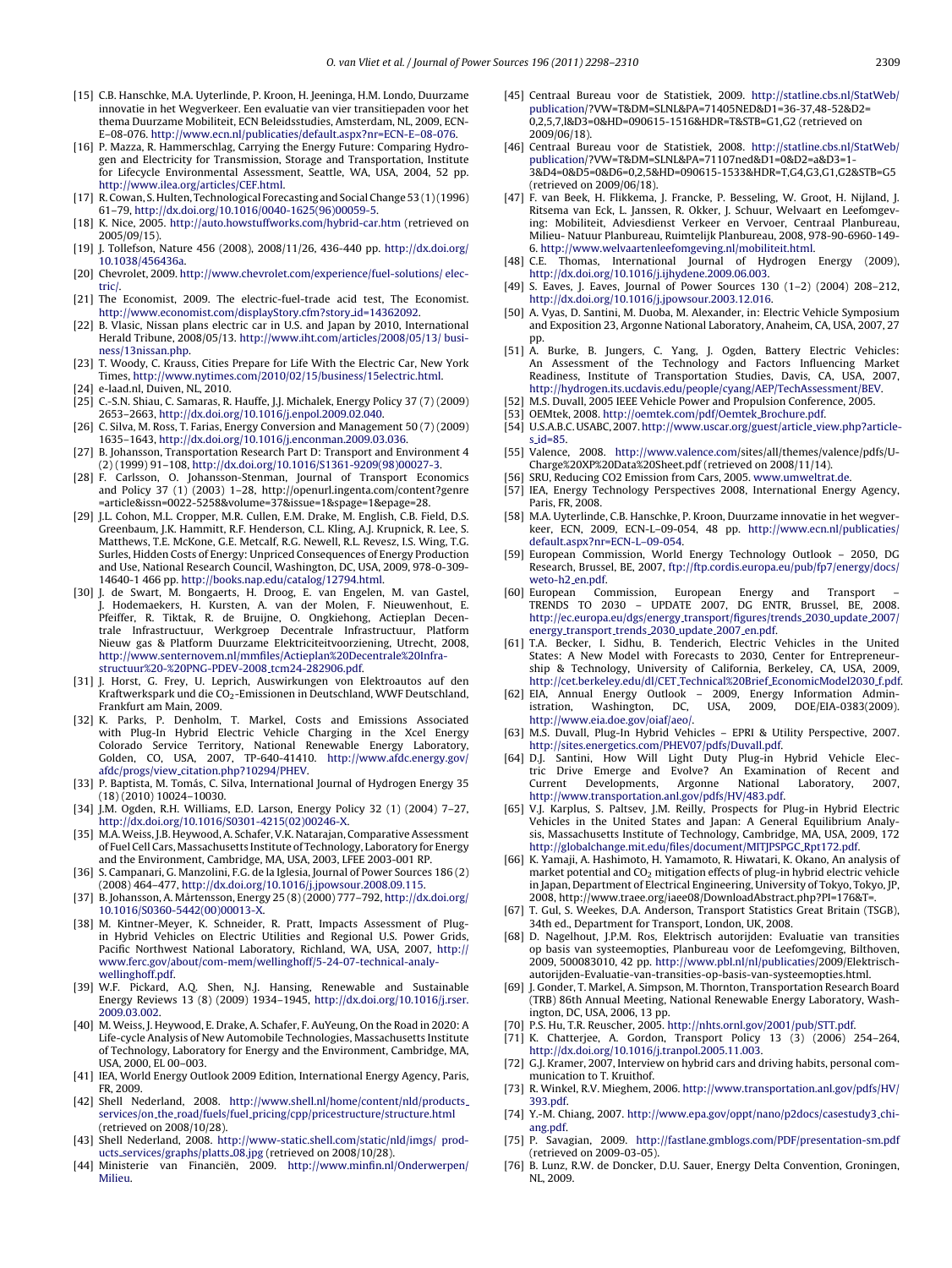[15] C.B. Hanschke, M.A. Uyterlinde, P. Kroon, H. Jeeninga, H.M. Londo, Duurzame innovatie in het Wegverkeer. Een evaluatie van vier transitiepaden voor het thema Duurzame Mobiliteit, ECN Beleidsstudies, Amsterdam, NL, 2009, ECN-E–08-076. http://www.ecn.nl/publicaties/default.aspx?nr=ECN-E–08-076.

[16] P. Mazza, R. Hammerschlag, Carrying the Energy Future: Comparing Hydrogen and Electricity for Transmission, Storage and Transportation, Institute for Lifecycle Environmental Assessment, Seattle, WA, USA, 2004, 52 pp. http://www.ilea.org/articles/CEF.html.

[17] R. Cowan, S. Hulten, Technological Forecasting and Social Change 53 (1) (1996) 61–79, http://dx.doi.org/10.1016/0040-1625(96)00059-5.

[18] K. Nice, 2005. http://auto.howstuffworks.com/hybrid-car.htm (retrieved on 2005/09/15).

[19] J. Tollefson, Nature 456 (2008), 2008/11/26, 436-440 pp. http://dx.doi.org/10.1038/456436a.

[20] Chevrolet, 2009. http://www.chevrolet.com/experience/fuel-solutions/electric/.

[21] The Economist, 2009. The electric-fuel-trade acid test, The Economist. http://www.economist.com/displayStory.cfm?story_id=14362092.

[22] B. Vlasic, Nissan plans electric car in U.S. and Japan by 2010, International Herald Tribune, 2008/05/13. http://www.iht.com/articles/2008/05/13/business/13nissan.php.

[23] T. Woody, C. Krauss, Cities Prepare for Life With the Electric Car, New York Times, http://www.nytimes.com/2010/02/15/business/15electric.html.

[24] e-laad.nl, Duiven, NL, 2010.

[25] C.-S.N. Shiau, C. Samaras, R. Hauffe, J.J. Michalek, Energy Policy 37 (7) (2009) 2653–2663, http://dx.doi.org/10.1016/j.enpol.2009.02.040.

[26] C. Silva, M. Ross, T. Farias, Energy Conversion and Management 50 (7) (2009) 1635–1643, http://dx.doi.org/10.1016/j.enconman.2009.03.036.

[27] B. Johansson, Transportation Research Part D: Transport and Environment 4 (2) (1999) 91–108, http://dx.doi.org/10.1016/S1361-9209(98)00027-3.

[28] F. Carlsson, O. Johansson-Stenman, Journal of Transport Economics and Policy 37 (1) (2003) 1–28, http://openurl.ingenta.com/content?genre=article&issn=0022-5258&volume=37&issue=1&spage=1&epage=28.

[29] J.L. Cohon, M.L. Cropper, M.R. Cullen, E.M. Drake, M. English, C.B. Field, D.S. Greenbaum, J.K. Hammitt, R.F. Henderson, C.L. Kling, A.J. Krupnick, R. Lee, S. Matthews, T.E. McKone, G.E. Metcalf, R.G. Newell, R.L. Revesz, I.S. Wing, T.G. Surles, Hidden Costs of Energy: Unpriced Consequences of Energy Production and Use, National Research Council, Washington, DC, USA, 2009, 978-0-309-14640-1 466 pp. http://books.nap.edu/catalog/12794.html.

[30] J. de Swart, M. Bongaerts, H. Droog, E. van Engelen, M. van Gastel, J. Hodemaekers, H. Kursten, A. van der Molen, F. Nieuwenhout, E. Pfeiffer, R. Tiktak, R. de Bruijne, O. Ongkiehong, Actieplan Decentrale Infrastructuur, Werkgroep Decentrale Infrastructuur, Platform Nieuw gas & Platform Duurzame Elektriciteitvoorziening, Utrecht, 2008, http://www.senternovem.nl/mmfiles/Actieplan%20Decentrale%20Infrastructuur%20-%20PNG-PDEV-2008_tcm24-282906.pdf.

[31] J. Horst, G. Frey, U. Leprich, Auswirkungen von Elektroautos auf den Kraftwerkspark und die $CO_2$-Emissionen in Deutschland, WWF Deutschland, Frankfurt am Main, 2009.

[32] K. Parks, P. Denholm, T. Markel, Costs and Emissions Associated with Plug-In Hybrid Electric Vehicle Charging in the Xcel Energy Colorado Service Territory, National Renewable Energy Laboratory, Golden, CO, USA, 2007, TP-640-41410. http://www.afdc.energy.gov/afdc/progs/view_citation.php?10294/PHEV.

[33] P. Baptista, M. Tomás, C. Silva, International Journal of Hydrogen Energy 35 (18) (2010) 10024–10030.

[34] J.M. Ogden, R.H. Williams, E.D. Larson, Energy Policy 32 (1) (2004) 7–27, http://dx.doi.org/10.1016/S0301-4215(02)00246-X.

[35] M.A. Weiss, J.B. Heywood, A. Schafer, V.K. Natarajan, Comparative Assessment of Fuel Cell Cars, Massachusetts Institute of Technology, Laboratory for Energy and the Environment, Cambridge, MA, USA, 2003, LFEE 2003-001 RP.

[36] S. Campanari, G. Manzolini, F.G. de la Iglesia, Journal of Power Sources 186 (2) (2008) 464–477, http://dx.doi.org/10.1016/j.jpowsour.2008.09.115.

[37] B. Johansson, A. Mårtensson, Energy 25 (8) (2000) 777–792, http://dx.doi.org/10.1016/S0360-5442(00)00013-X.

[38] M. Kintner-Meyer, K. Schneider, R. Pratt, Impacts Assessment of Plug-in Hybrid Vehicles on Electric Utilities and Regional U.S. Power Grids, Pacific Northwest National Laboratory, Richland, WA, USA, 2007, http://www.ferc.gov/about/com-mem/wellinghoff/5-24-07-technical-analy-wellinghoff.pdf.

[39] W.F. Pickard, A.Q. Shen, N.J. Hansing, Renewable and Sustainable Energy Reviews 13 (8) (2009) 1934–1945, http://dx.doi.org/10.1016/j.rser.2009.03.002.

[40] M. Weiss, J. Heywood, E. Drake, A. Schafer, F. AuYeung, On the Road in 2020: A Life-cycle Analysis of New Automobile Technologies, Massachusetts Institute of Technology, Laboratory for Energy and the Environment, Cambridge, MA, USA, 2000, EL 00–003.

[41] IEA, World Energy Outlook 2009 Edition, International Energy Agency, Paris, FR, 2009.

[42] Shell Nederland, 2008. http://www.shell.nl/home/content/nld/products_services/on_the_road/fuels/fuel_pricing/cpp/pricestructure/structure.html (retrieved on 2008/10/28).

[43] Shell Nederland, 2008. http://www-static.shell.com/static/nld/imgs/products_services/graphs/platts_08.jpg (retrieved on 2008/10/28).

[44] Ministerie van Financiën, 2009. http://www.minfin.nl/Onderwerpen/Milieu.

[45] Centraal Bureau voor de Statistiek, 2009. http://statline.cbs.nl/StatWeb/publication/?VW=T&DM=SLNL&PA=71405NED&D1=36-37,48-52&D2=0,2,5,7,l&D3=0&HD=090615-1516&HDR=T&STB=G1,G2 (retrieved on 2009/06/18).

[46] Centraal Bureau voor de Statistiek, 2008. http://statline.cbs.nl/StatWeb/publication/?VW=T&DM=SLNL&PA=71107ned&D1=0&D2=a&D3=1-3&D4=0&D5=0&D6=0,2,5&HD=090615-1533&HDR=T,G4,G3,G1,G2&STB=G5 (retrieved on 2009/06/18).

[47] F. van Beek, H. Flikkema, J. Francke, P. Besseling, W. Groot, H. Nijland, J. Ritsema van Eck, L. Janssen, R. Okker, J. Schuur, Welvaart en Leefomgeving: Mobiliteit, Adviesdienst Verkeer en Vervoer, Centraal Planbureau, Milieu- Natuur Planbureau, Ruimtelijk Planbureau, 2008, 978-90-6960-149-6. http://www.welvaartenleefomgeving.nl/mobiliteit.html.

[48] C.E. Thomas, International Journal of Hydrogen Energy (2009), http://dx.doi.org/10.1016/j.ijhydene.2009.06.003.

[49] S. Eaves, J. Eaves, Journal of Power Sources 130 (1–2) (2004) 208–212, http://dx.doi.org/10.1016/j.jpowsour.2003.12.016.

[50] A. Vyas, D. Santini, M. Duoba, M. Alexander, in: Electric Vehicle Symposium and Exposition 23, Argonne National Laboratory, Anaheim, CA, USA, 2007, 27 pp.

[51] A. Burke, B. Jungers, C. Yang, J. Ogden, Battery Electric Vehicles: An Assessment of the Technology and Factors Influencing Market Readiness, Institute of Transportation Studies, Davis, CA, USA, 2007, http://hydrogen.its.ucdavis.edu/people/cyang/AEP/TechAssessment/BEV.

[52] M.S. Duvall, 2005 IEEE Vehicle Power and Propulsion Conference, 2005.

[53] OEMtek, 2008. http://oemtek.com/pdf/Oemtek_Brochure.pdf.

[54] U.S.A.B.C. USABC, 2007. http://www.uscar.org/guest/article_view.php?articles_id=85.

[55] Valence, 2008. http://www.valence.com/sites/all/themes/valence/pdfs/U-Charge%20XP%20Data%20Sheet.pdf (retrieved on 2008/11/14).

[56] SRU, Reducing CO2 Emission from Cars, 2005. www.umweltrat.de.

[57] IEA, Energy Technology Perspectives 2008, International Energy Agency, Paris, FR, 2008.

[58] M.A. Uyterlinde, C.B. Hanschke, P. Kroon, Duurzame innovatie in het wegverkeer, ECN, 2009, ECN-L–09-054, 48 pp. http://www.ecn.nl/publicaties/default.aspx?nr=ECN-L–09-054.

[59] European Commission, World Energy Technology Outlook – 2050, DG Research, Brussel, BE, 2007, ftp://ftp.cordis.europa.eu/pub/fp7/energy/docs/weto-h2_en.pdf.

[60] European Commission, European Energy and Transport – TRENDS TO 2030 – UPDATE 2007, DG ENTR, Brussel, BE, 2008. http://ec.europa.eu/dgs/energy_transport/figures/trends_2030_update_2007/energy_transport_trends_2030_update_2007_en.pdf.

[61] T.A. Becker, I. Sidhu, B. Tenderich, Electric Vehicles in the United States: A New Model with Forecasts to 2030, Center for Entrepreneurship & Technology, University of California, Berkeley, CA, USA, 2009, http://cet.berkeley.edu/dl/CET_Technical%20Brief_EconomicModel2030_f.pdf.

[62] EIA, Annual Energy Outlook – 2009, Energy Information Administration, Washington, DC, USA, 2009, DOE/EIA-0383(2009). http://www.eia.doe.gov/oiaf/aeo/.

[63] M.S. Duvall, Plug-In Hybrid Vehicles – EPRI & Utility Perspective, 2007. http://sites.energetics.com/PHEV07/pdfs/Duvall.pdf.

[64] D.J. Santini, How Will Light Duty Plug-in Hybrid Vehicle Electric Drive Emerge and Evolve? An Examination of Recent and Current Developments, Argonne National Laboratory, 2007, http://www.transportation.anl.gov/pdfs/HV/483.pdf.

[65] V.J. Karplus, S. Paltsev, J.M. Reilly, Prospects for Plug-in Hybrid Electric Vehicles in the United States and Japan: A General Equilibrium Analysis, Massachusetts Institute of Technology, Cambridge, MA, USA, 2009, 172 http://globalchange.mit.edu/files/document/MITJPSPGC_Rpt172.pdf.

[66] K. Yamaji, A. Hashimoto, H. Yamamoto, R. Hiwatari, K. Okano, An analysis of market potential and $CO_2$ mitigation effects of plug-in hybrid electric vehicle in Japan, Department of Electrical Engineering, University of Tokyo, Tokyo, JP, 2008, http://www.traee.org/iaee08/DownloadAbstract.php?PI=176&T=.

[67] T. Gul, S. Weekes, D.A. Anderson, Transport Statistics Great Britain (TSGB), 34th ed., Department for Transport, London, UK, 2008.

[68] D. Nagelhout, J.P.M. Ros, Elektrisch autorijden: Evaluatie van transities op basis van systeemopties, Planbureau voor de Leefomgeving, Bilthoven, 2009, 500083010, 42 pp. http://www.pbl.nl/nl/publicaties/2009/Elektrisch-autorijden-Evaluatie-van-transities-op-basis-van-systeemopties.html.

[69] J. Gonder, T. Markel, A. Simpson, M. Thornton, Transportation Research Board (TRB) 86th Annual Meeting, National Renewable Energy Laboratory, Washington, DC, USA, 2006, 13 pp.

[70] P.S. Hu, T.R. Reuscher, 2005. http://nhts.ornl.gov/2001/pub/STT.pdf.

[71] K. Chatterjee, A. Gordon, Transport Policy 13 (3) (2006) 254–264, http://dx.doi.org/10.1016/j.tranpol.2005.11.003.

[72] G.J. Kramer, 2007, Interview on hybrid cars and driving habits, personal communication to T. Kruithof.

[73] R. Winkel, R.V. Mieghem, 2006. http://www.transportation.anl.gov/pdfs/HV/393.pdf.

[74] Y.-M. Chiang, 2007. http://www.epa.gov/oppt/nano/p2docs/casestudy3_chiang.pdf.

[75] P. Savagian, 2009. http://fastlane.gmblogs.com/PDF/presentation-sm.pdf (retrieved on 2009-03-05).

[76] B. Lunz, R.W. de Doncker, D.U. Sauer, Energy Delta Convention, Groningen, NL, 2009.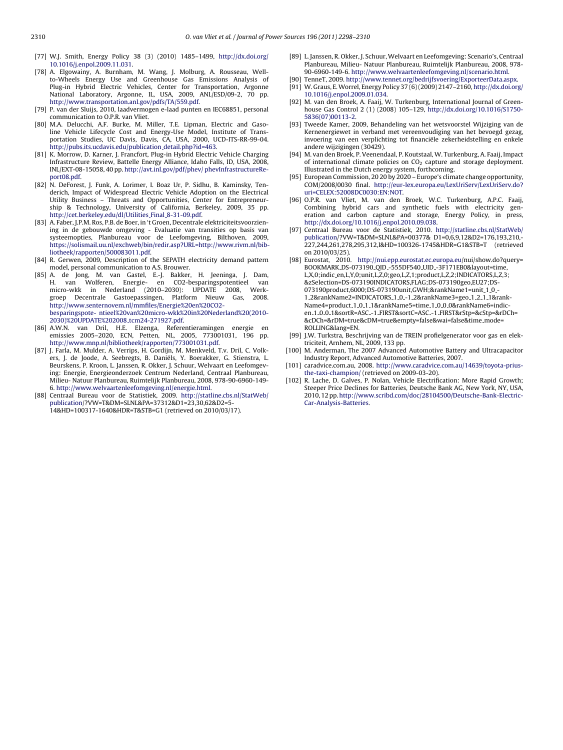[77] W.J. Smith, Energy Policy 38 (3) (2010) 1485–1499, http://dx.doi.org/10.1016/j.enpol.2009.11.031.

[78] A. Elgowainy, A. Burnham, M. Wang, J. Molburg, A. Rousseau, Well-to-Wheels Energy Use and Greenhouse Gas Emissions Analysis of Plug-in Hybrid Electric Vehicles, Center for Transportation, Argonne National Laboratory, Argonne, IL, USA, 2009, ANL/ESD/09-2, 70 pp. http://www.transportation.anl.gov/pdfs/TA/559.pdf.

[79] P. van der Sluijs, 2010, laadvermogen e-laad punten en IEC68851, personal communication to O.P.R. van Vliet.

[80] M.A. Delucchi, A.F. Burke, M. Miller, T.E. Lipman, Electric and Gasoline Vehicle Lifecycle Cost and Energy-Use Model, Institute of Transportation Studies, UC Davis, Davis, CA, USA, 2000, UCD-ITS-RR-99-04. http://pubs.its.ucdavis.edu/publication_detail.php?id=463.

[81] K. Morrow, D. Karner, J. Francfort, Plug-in Hybrid Electric Vehicle Charging Infrastructure Review, Battelle Energy Alliance, Idaho Falls, ID, USA, 2008, INL/EXT-08-15058, 40 pp. http://avt.inl.gov/pdf/phev/ phevInfrastructureReport08.pdf.

[82] N. DeForest, J. Funk, A. Lorimer, I. Boaz Ur, P. Sidhu, B. Kaminsky, Tenderich, Impact of Widespread Electric Vehicle Adoption on the Electrical Utility Business – Threats and Opportunities, Center for Entrepreneurship & Technology, University of California, Berkeley, 2009, 35 pp. http://cet.berkeley.edu/dl/Utilities_Final_8-31-09.pdf.

[83] A. Faber, J.P.M. Ros, P.B. de Boer, in 't Groen, Decentrale elektriciteitsvoorziening in de gebouwde omgeving - Evaluatie van transities op basis van systeemopties, Planbureau voor de Leefomgeving, Bilthoven, 2009, https://solismail.uu.nl/exchweb/bin/redir.asp?URL=http://www.rivm.nl/bibliotheek/rapporten/500083011.pdf.

[84] R. Gerwen, 2009, Description of the SEPATH electricity demand pattern model, personal communication to A.S. Brouwer.

[85] A. de Jong, M. van Gastel, E.-J. Bakker, H. Jeeninga, J. Dam, H. van Wolferen, Energie- en CO2-besparingspotentieel van micro-wkk in Nederland (2010–2030): UPDATE 2008, Werkgroep Decentrale Gastoepassingen, Platform Nieuw Gas, 2008. http://www.senternovem.nl/mmfiles/Energie%20en%20CO2-besparingspote- ntieel%20van%20micro-wkk%20in%20Nederland%20(2010-2030)%20UPDATE%202008_tcm24-271927.pdf.

[86] A.W.N. van Dril, H.E. Elzenga, Referentieramingen energie en emissies 2005–2020, ECN, Petten, NL, 2005, 773001031, 196 pp. http://www.mnp.nl/bibliotheek/rapporten/773001031.pdf.

[87] J. Farla, M. Mulder, A. Verrips, H. Gordijn, M. Menkveld, T.v. Dril, C. Volkers, J. de Joode, A. Seebregts, B. Daniëls, Y. Boerakker, G. Stienstra, L. Beurskens, P. Kroon, L. Janssen, R. Okker, J. Schuur, Welvaart en Leefomgeving: Energie, Energieonderzoek Centrum Nederland, Centraal Planbureau, Milieu- Natuur Planbureau, Ruimtelijk Planbureau, 2008, 978-90-6960-149-6. http://www.welvaartenleefomgeving.nl/energie.html.

[88] Centraal Bureau voor de Statistiek, 2009. http://statline.cbs.nl/StatWeb/publication/?VW=T&DM=SLNL&PA=37312&D1=23,30,62&D2=5-14&HD=100317-1640&HDR=T&STB=G1 (retrieved on 2010/03/17).

[89] L. Janssen, R. Okker, J. Schuur, Welvaart en Leefomgeving: Scenario's, Centraal Planbureau, Milieu- Natuur Planbureau, Ruimtelijk Planbureau, 2008, 978-90-6960-149-6. http://www.welvaartenleefomgeving.nl/scenario.html.

[90] TenneT, 2009. http://www.tennet.org/bedrijfsvoering/ExporteerData.aspx.

[91] W. Graus, E. Worrel, Energy Policy 37 (6) (2009) 2147–2160, http://dx.doi.org/10.1016/j.enpol.2009.01.034.

[92] M. van den Broek, A. Faaij, W. Turkenburg, International Journal of Greenhouse Gas Control 2 (1) (2008) 105–129, http://dx.doi.org/10.1016/S1750-5836(07)00113-2.

[93] Tweede Kamer, 2009, Behandeling van het wetsvoorstel Wijziging van de Kernenergiewet in verband met vereenvoudiging van het bevoegd gezag, invoering van een verplichting tot financiële zekerheidstelling en enkele andere wijzigingen (30429).

[94] M. van den Broek, P. Veenendaal, P. Koutstaal, W. Turkenburg, A. Faaij, Impact of international climate policies on $CO_2$ capture and storage deployment. Illustrated in the Dutch energy system, forthcoming.

[95] European Commission, 20 20 by 2020 – Europe's climate change opportunity, COM/2008/0030 final. http://eur-lex.europa.eu/LexUriServ/LexUriServ.do?uri=CELEX:52008DC0030:EN:NOT.

[96] O.P.R. van Vliet, M. van den Broek, W.C. Turkenburg, A.P.C. Faaij, Combining hybrid cars and synthetic fuels with electricity generation and carbon capture and storage, Energy Policy, in press, http://dx.doi.org/10.1016/j.enpol.2010.09.038.

[97] Centraal Bureau voor de Statistiek, 2010. http://statline.cbs.nl/StatWeb/publication/?VW=T&DM=SLNL&PA=00377& D1=0,6,9,12&D2=176,193,210,-227,244,261,278,295,312,l&HD=100326-1745&HDR=G1&STB=T (retrieved on 2010/03/25).

[98] Eurostat, 2010. http://nui.epp.eurostat.ec.europa.eu/nui/show.do?query=BOOKMARK_DS-073190_QID_-555DF540_UID_-3F171EB0&layout=time,L,X,0;indic_en,L,Y,0;unit,L,Z,0;geo,L,Z,1;product,L,Z,2;INDICATORS,L,Z,3;&zSelection=DS-073190INDICATORS,FLAG;DS-073190geo,EU27;DS-073190product,6000;DS-073190unit,GWH;&rankName1=unit_1_0_-1_2&rankName2=INDICATORS_1_0_-1_2&rankName3=geo_1_2_1_1&rankName4=product_1_0_1_1&rankName5=time_1_0_0_0&rankName6=indic-en_1_0_0_1&sortR=ASC_-1_FIRST&sortC=ASC_-1_FIRST&rStp=&cStp=&rDCh=&cDCh=&rDM=true&cDM=true&empty=false&wai=false&time_mode=ROLLING&lang=EN.

[99] J.W. Turkstra, Beschrijving van de TREIN profielgenerator voor gas en elektriciteit, Arnhem, NL, 2009, 133 pp.

[100] M. Anderman, The 2007 Advanced Automotive Battery and Ultracapacitor Industry Report, Advanced Automotive Batteries, 2007.

[101] caradvice.com.au, 2008. http://www.caradvice.com.au/14639/toyota-prius-the-taxi-champion/ (retrieved on 2009-03-20).

[102] R. Lache, D. Galves, P. Nolan, Vehicle Electrification: More Rapid Growth; Steeper Price Declines for Batteries, Deutsche Bank AG, New York, NY, USA, 2010, 12 pp. http://www.scribd.com/doc/28104500/Deutsche-Bank-Electric-Car-Analysis-Batteries.